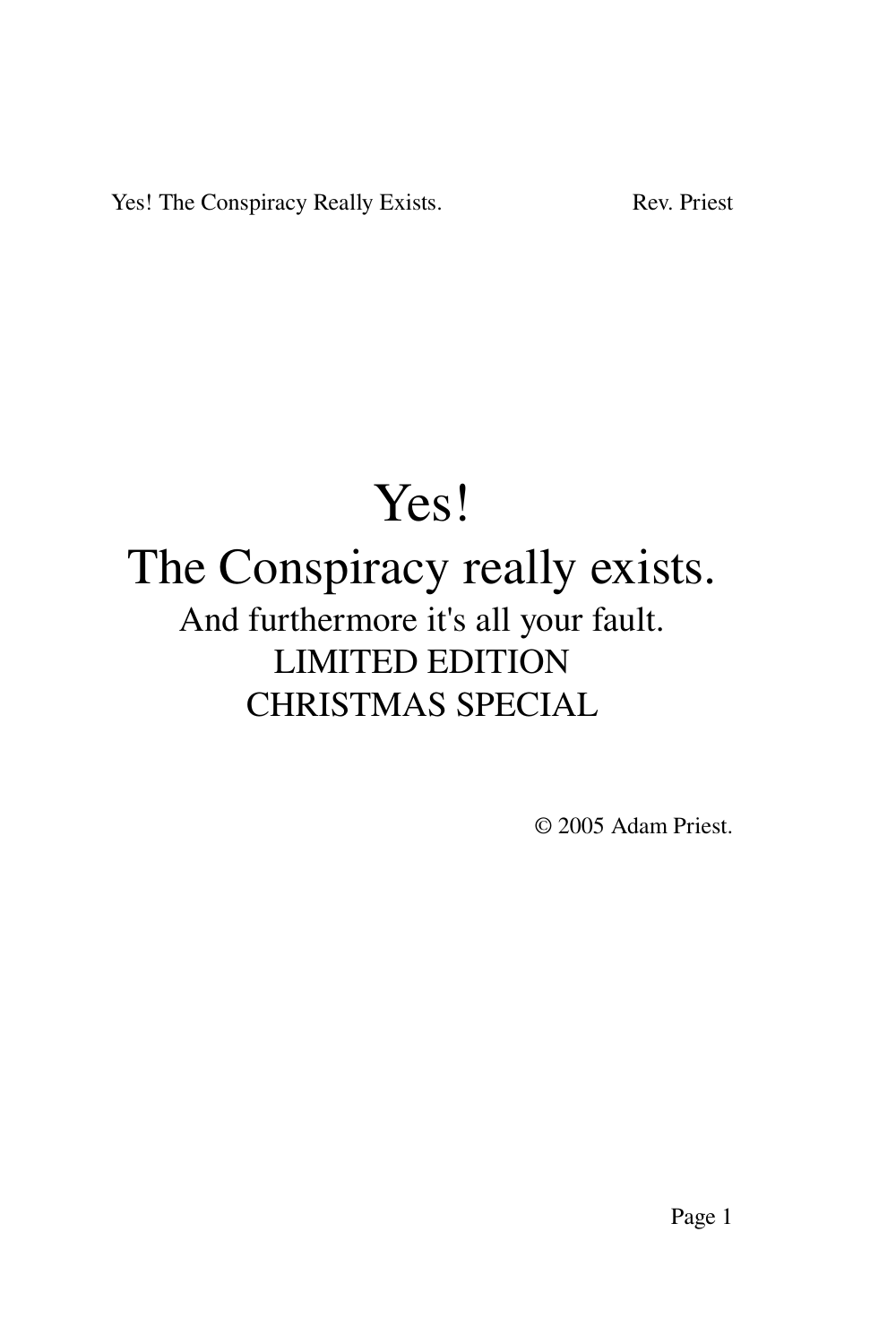# Yes!
# The Conspiracy really exists.

## And furthermore it's all your fault.

LIMITED EDITION
CHRISTMAS SPECIAL

© 2005 Adam Priest.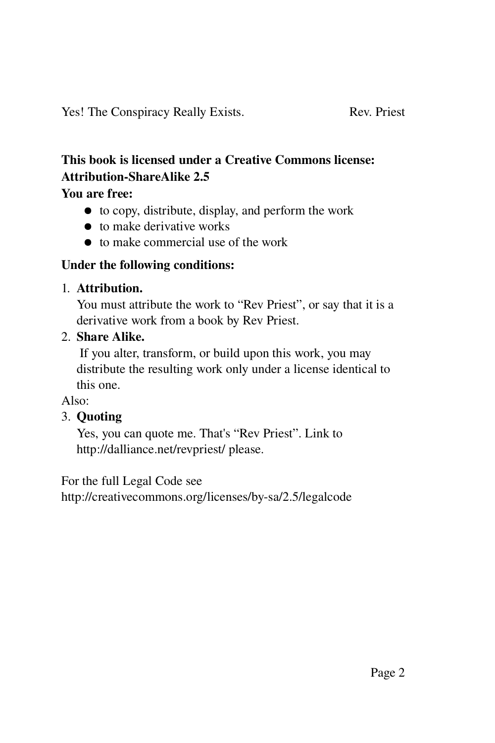**This book is licensed under a Creative Commons license: Attribution-ShareAlike 2.5**

**You are free:**

- to copy, distribute, display, and perform the work
- to make derivative works
- to make commercial use of the work

**Under the following conditions:**

1. **Attribution.**
   You must attribute the work to "Rev Priest", or say that it is a derivative work from a book by Rev Priest.
2. **Share Alike.**
   If you alter, transform, or build upon this work, you may distribute the resulting work only under a license identical to this one.

Also:

3. **Quoting**
   Yes, you can quote me. That's "Rev Priest". Link to http://dalliance.net/revpriest/ please.

For the full Legal Code see
http://creativecommons.org/licenses/by-sa/2.5/legalcode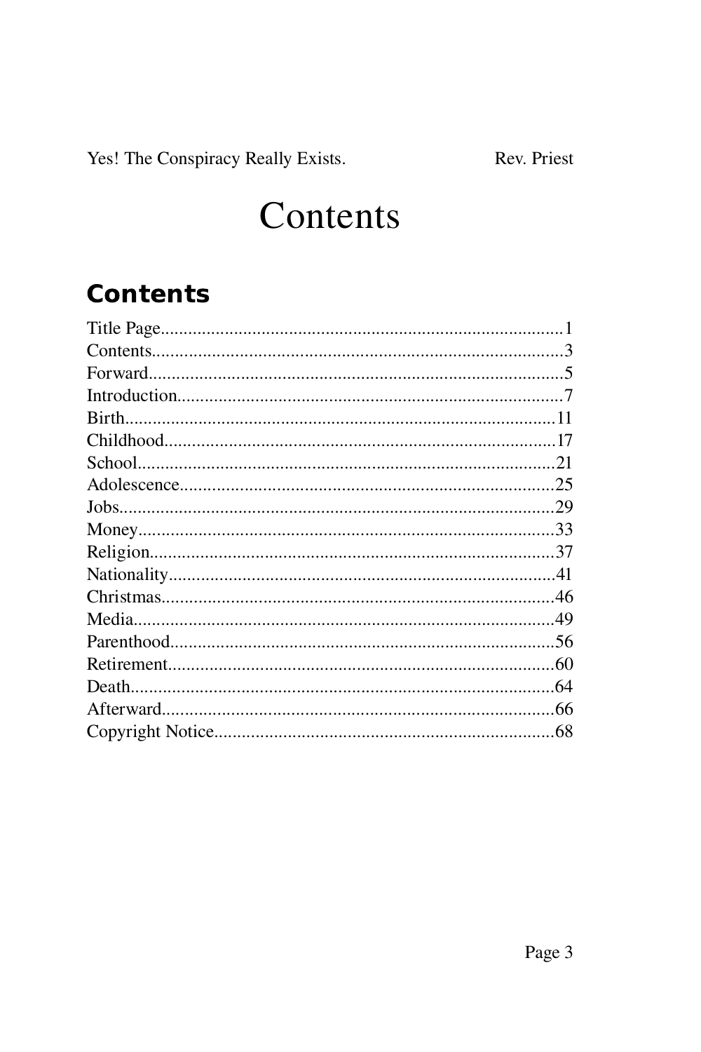# Contents

## Contents

Title Page........................................................................................1
Contents...........................................................................................3
Forward............................................................................................5
Introduction......................................................................................7
Birth...............................................................................................11
Childhood.......................................................................................17
School.............................................................................................21
Adolescence....................................................................................25
Jobs.................................................................................................29
Money.............................................................................................33
Religion..........................................................................................37
Nationality......................................................................................41
Christmas........................................................................................46
Media..............................................................................................49
Parenthood......................................................................................56
Retirement.......................................................................................60
Death...............................................................................................64
Afterward........................................................................................66
Copyright Notice.............................................................................68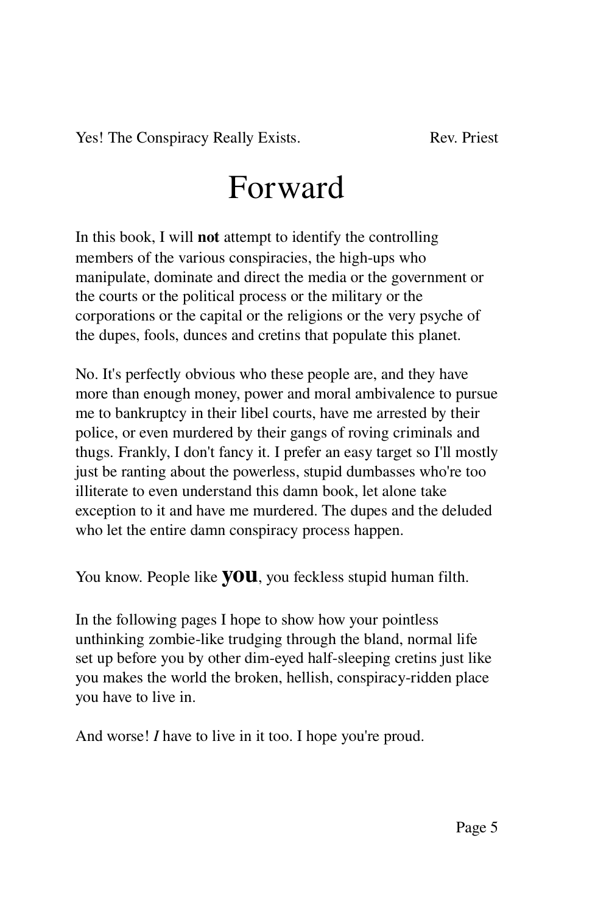# Forward

In this book, I will **not** attempt to identify the controlling members of the various conspiracies, the high-ups who manipulate, dominate and direct the media or the government or the courts or the political process or the military or the corporations or the capital or the religions or the very psyche of the dupes, fools, dunces and cretins that populate this planet.

No. It's perfectly obvious who these people are, and they have more than enough money, power and moral ambivalence to pursue me to bankruptcy in their libel courts, have me arrested by their police, or even murdered by their gangs of roving criminals and thugs. Frankly, I don't fancy it. I prefer an easy target so I'll mostly just be ranting about the powerless, stupid dumbasses who're too illiterate to even understand this damn book, let alone take exception to it and have me murdered. The dupes and the deluded who let the entire damn conspiracy process happen.

You know. People like **you**, you feckless stupid human filth.

In the following pages I hope to show how your pointless unthinking zombie-like trudging through the bland, normal life set up before you by other dim-eyed half-sleeping cretins just like you makes the world the broken, hellish, conspiracy-ridden place you have to live in.

And worse! *I* have to live in it too. I hope you're proud.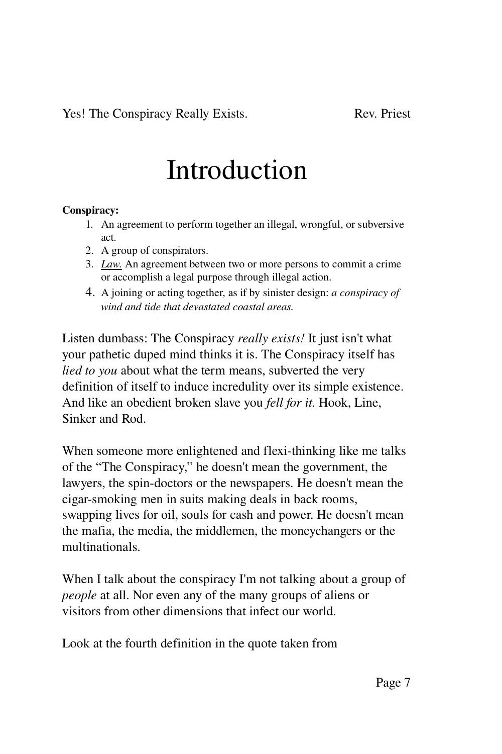# Introduction

**Conspiracy:**

1. An agreement to perform together an illegal, wrongful, or subversive act.
2. A group of conspirators.
3. *Law.* An agreement between two or more persons to commit a crime or accomplish a legal purpose through illegal action.
4. A joining or acting together, as if by sinister design: *a conspiracy of wind and tide that devastated coastal areas.*

Listen dumbass: The Conspiracy *really exists!* It just isn't what your pathetic duped mind thinks it is. The Conspiracy itself has *lied to you* about what the term means, subverted the very definition of itself to induce incredulity over its simple existence. And like an obedient broken slave you *fell for it*. Hook, Line, Sinker and Rod.

When someone more enlightened and flexi-thinking like me talks of the "The Conspiracy," he doesn't mean the government, the lawyers, the spin-doctors or the newspapers. He doesn't mean the cigar-smoking men in suits making deals in back rooms, swapping lives for oil, souls for cash and power. He doesn't mean the mafia, the media, the middlemen, the moneychangers or the multinationals.

When I talk about the conspiracy I'm not talking about a group of *people* at all. Nor even any of the many groups of aliens or visitors from other dimensions that infect our world.

Look at the fourth definition in the quote taken from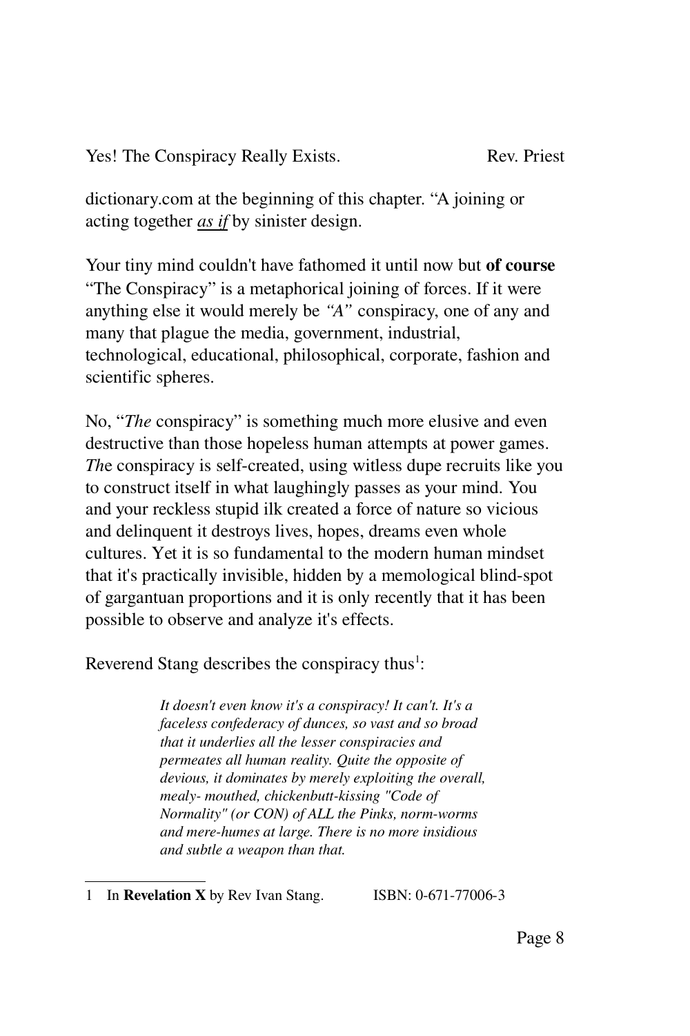dictionary.com at the beginning of this chapter. “A joining or acting together *as if* by sinister design.

Your tiny mind couldn't have fathomed it until now but **of course** “The Conspiracy” is a metaphorical joining of forces. If it were anything else it would merely be *“A”* conspiracy, one of any and many that plague the media, government, industrial, technological, educational, philosophical, corporate, fashion and scientific spheres.

No, “*The* conspiracy” is something much more elusive and even destructive than those hopeless human attempts at power games. *Th*e conspiracy is self-created, using witless dupe recruits like you to construct itself in what laughingly passes as your mind. You and your reckless stupid ilk created a force of nature so vicious and delinquent it destroys lives, hopes, dreams even whole cultures. Yet it is so fundamental to the modern human mindset that it's practically invisible, hidden by a memological blind-spot of gargantuan proportions and it is only recently that it has been possible to observe and analyze it's effects.

Reverend Stang describes the conspiracy thus[1]:

> *It doesn't even know it's a conspiracy! It can't. It's a faceless confederacy of dunces, so vast and so broad that it underlies all the lesser conspiracies and permeates all human reality. Quite the opposite of devious, it dominates by merely exploiting the overall, mealy- mouthed, chickenbutt-kissing "Code of Normality" (or CON) of ALL the Pinks, norm-worms and mere-humes at large. There is no more insidious and subtle a weapon than that.*

---

1 In **Revelation X** by Rev Ivan Stang. ISBN: 0-671-77006-3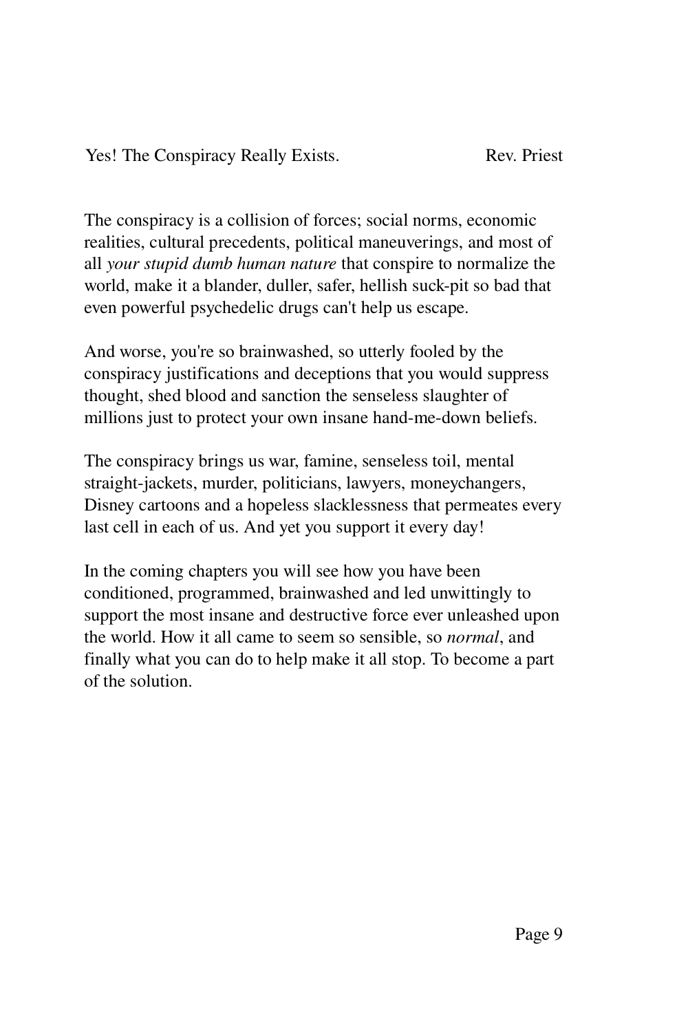## Yes! The Conspiracy Really Exists.

Rev. Priest

The conspiracy is a collision of forces; social norms, economic realities, cultural precedents, political maneuverings, and most of all *your stupid dumb human nature* that conspire to normalize the world, make it a blander, duller, safer, hellish suck-pit so bad that even powerful psychedelic drugs can't help us escape.

And worse, you're so brainwashed, so utterly fooled by the conspiracy justifications and deceptions that you would suppress thought, shed blood and sanction the senseless slaughter of millions just to protect your own insane hand-me-down beliefs.

The conspiracy brings us war, famine, senseless toil, mental straight-jackets, murder, politicians, lawyers, moneychangers, Disney cartoons and a hopeless slacklessness that permeates every last cell in each of us. And yet you support it every day!

In the coming chapters you will see how you have been conditioned, programmed, brainwashed and led unwittingly to support the most insane and destructive force ever unleashed upon the world. How it all came to seem so sensible, so *normal*, and finally what you can do to help make it all stop. To become a part of the solution.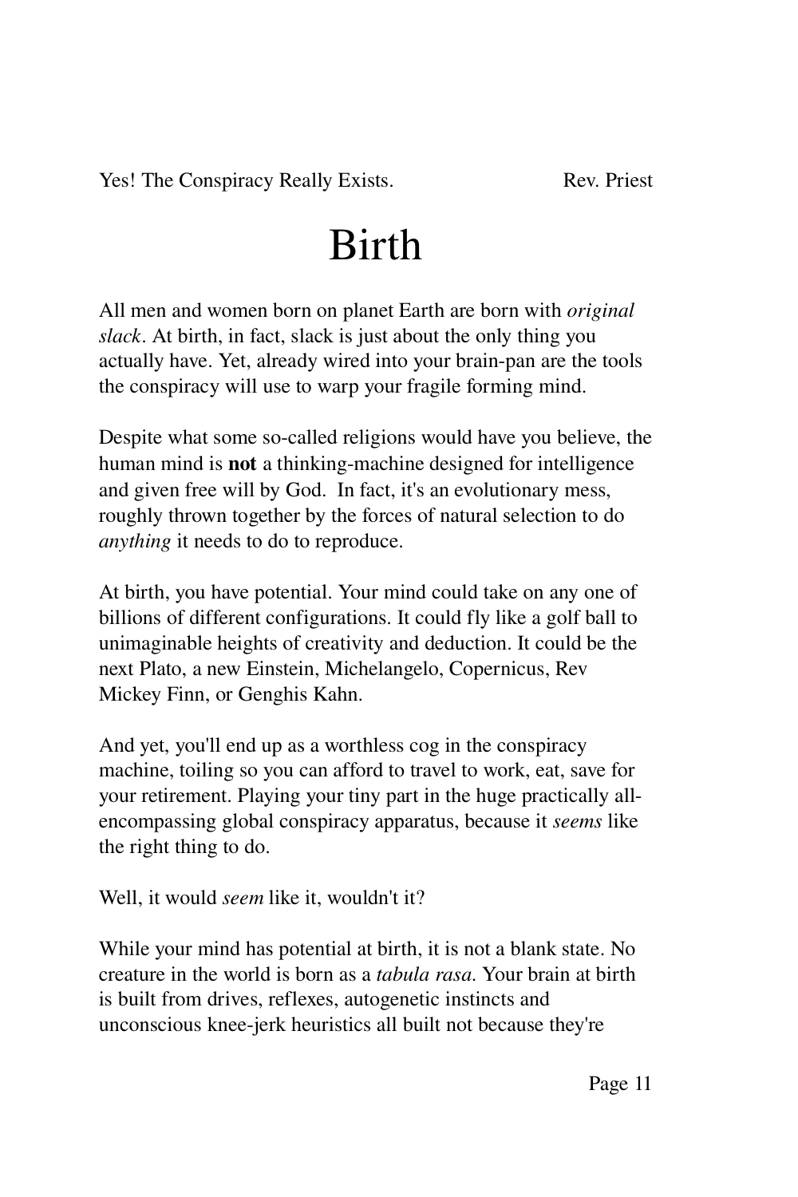# Birth

All men and women born on planet Earth are born with *original slack*. At birth, in fact, slack is just about the only thing you actually have. Yet, already wired into your brain-pan are the tools the conspiracy will use to warp your fragile forming mind.

Despite what some so-called religions would have you believe, the human mind is **not** a thinking-machine designed for intelligence and given free will by God. In fact, it's an evolutionary mess, roughly thrown together by the forces of natural selection to do *anything* it needs to do to reproduce.

At birth, you have potential. Your mind could take on any one of billions of different configurations. It could fly like a golf ball to unimaginable heights of creativity and deduction. It could be the next Plato, a new Einstein, Michelangelo, Copernicus, Rev Mickey Finn, or Genghis Kahn.

And yet, you'll end up as a worthless cog in the conspiracy machine, toiling so you can afford to travel to work, eat, save for your retirement. Playing your tiny part in the huge practically all-encompassing global conspiracy apparatus, because it *seems* like the right thing to do.

Well, it would *seem* like it, wouldn't it?

While your mind has potential at birth, it is not a blank state. No creature in the world is born as a *tabula rasa*. Your brain at birth is built from drives, reflexes, autogenetic instincts and unconscious knee-jerk heuristics all built not because they're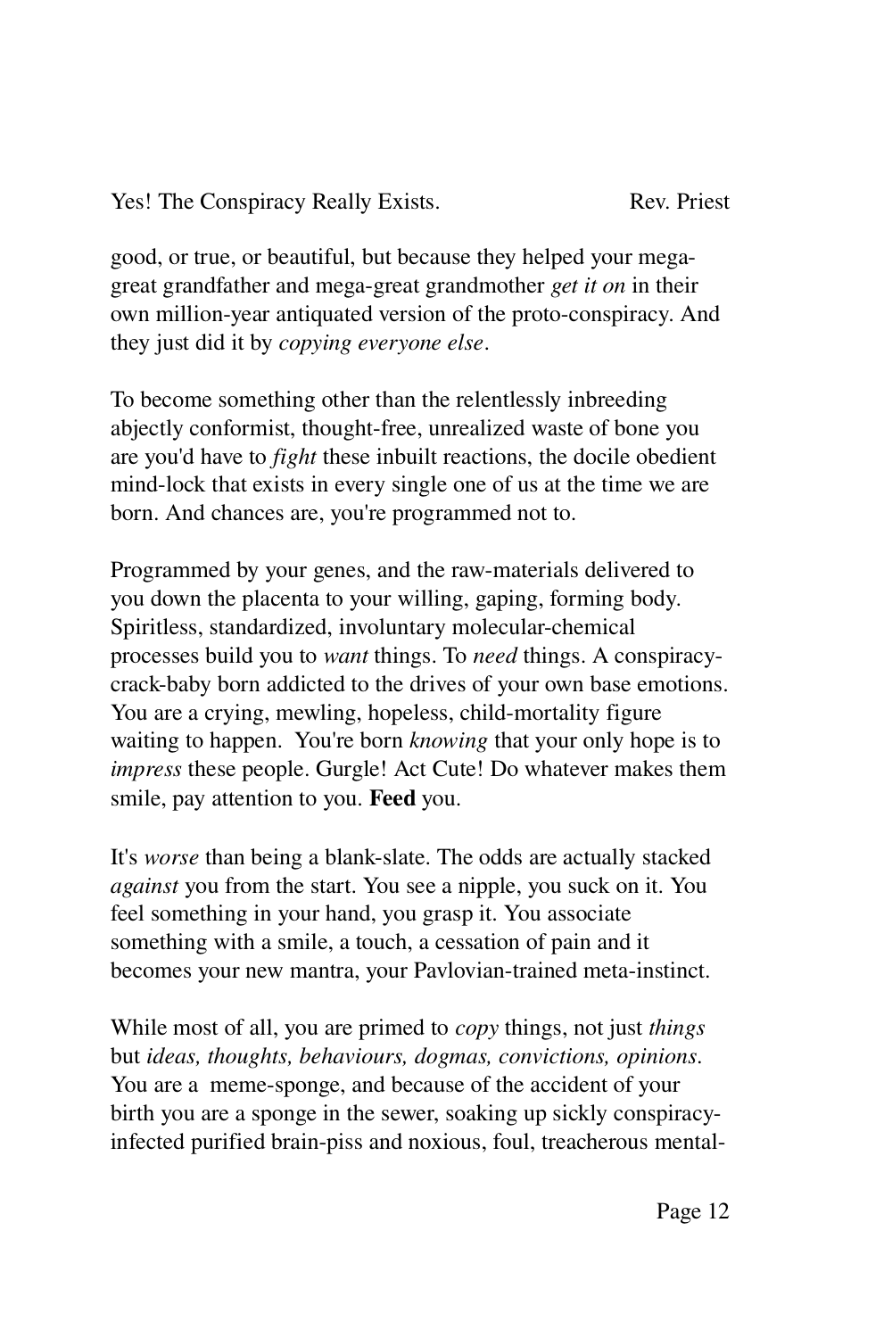good, or true, or beautiful, but because they helped your mega-great grandfather and mega-great grandmother *get it on* in their own million-year antiquated version of the proto-conspiracy. And they just did it by *copying everyone else*.

To become something other than the relentlessly inbreeding abjectly conformist, thought-free, unrealized waste of bone you are you'd have to *fight* these inbuilt reactions, the docile obedient mind-lock that exists in every single one of us at the time we are born. And chances are, you're programmed not to.

Programmed by your genes, and the raw-materials delivered to you down the placenta to your willing, gaping, forming body. Spiritless, standardized, involuntary molecular-chemical processes build you to *want* things. To *need* things. A conspiracy-crack-baby born addicted to the drives of your own base emotions. You are a crying, mewling, hopeless, child-mortality figure waiting to happen. You're born *knowing* that your only hope is to *impress* these people. Gurgle! Act Cute! Do whatever makes them smile, pay attention to you. **Feed** you.

It's *worse* than being a blank-slate. The odds are actually stacked *against* you from the start. You see a nipple, you suck on it. You feel something in your hand, you grasp it. You associate something with a smile, a touch, a cessation of pain and it becomes your new mantra, your Pavlovian-trained meta-instinct.

While most of all, you are primed to *copy* things, not just *things* but *ideas, thoughts, behaviours, dogmas, convictions, opinions*. You are a meme-sponge, and because of the accident of your birth you are a sponge in the sewer, soaking up sickly conspiracy-infected purified brain-piss and noxious, foul, treacherous mental-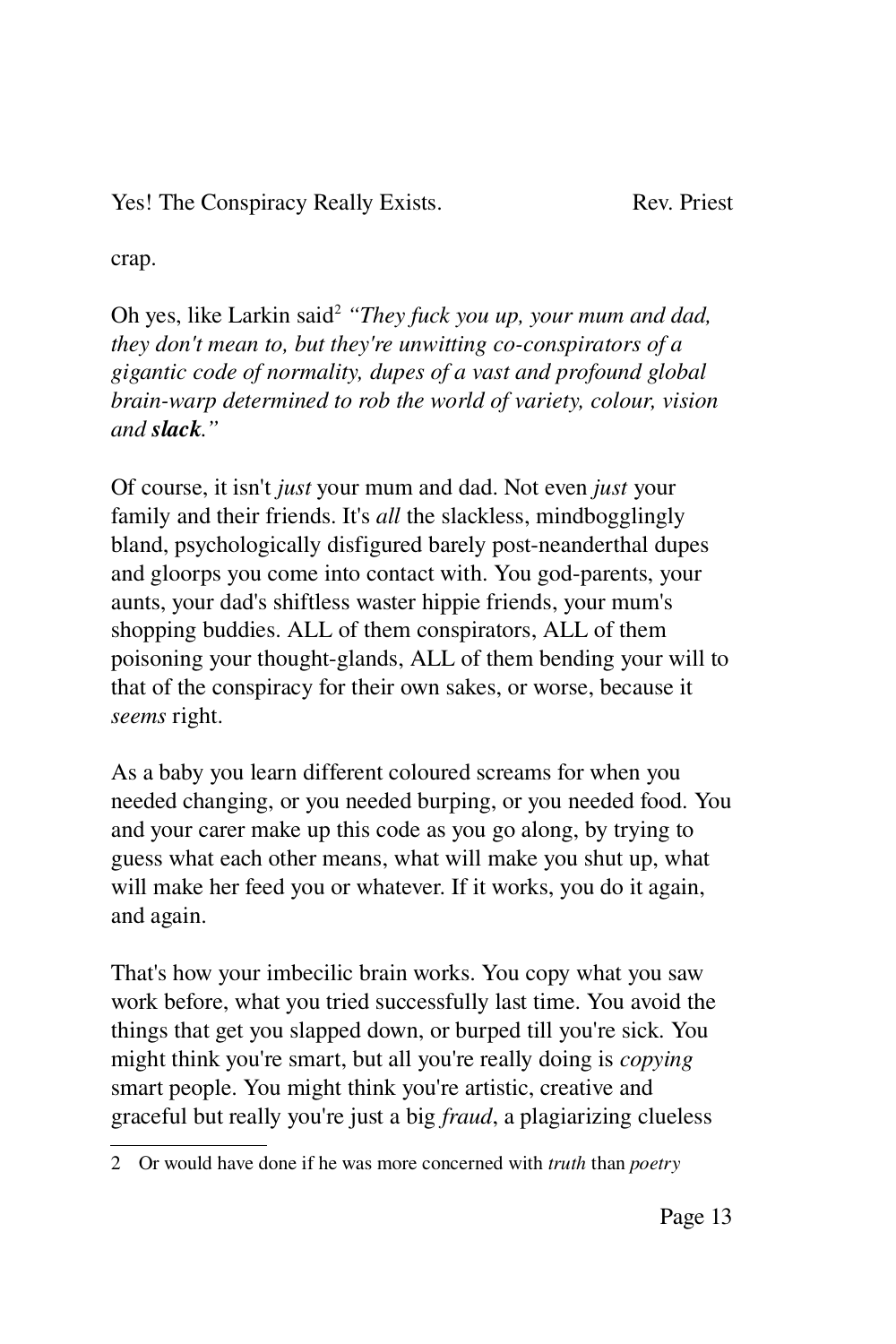crap.

Oh yes, like Larkin said[2] *"They fuck you up, your mum and dad, they don't mean to, but they're unwitting co-conspirators of a gigantic code of normality, dupes of a vast and profound global brain-warp determined to rob the world of variety, colour, vision and **slack**."*

Of course, it isn't *just* your mum and dad. Not even *just* your family and their friends. It's *all* the slackless, mindbogglingly bland, psychologically disfigured barely post-neanderthal dupes and gloorps you come into contact with. You god-parents, your aunts, your dad's shiftless waster hippie friends, your mum's shopping buddies. ALL of them conspirators, ALL of them poisoning your thought-glands, ALL of them bending your will to that of the conspiracy for their own sakes, or worse, because it *seems* right.

As a baby you learn different coloured screams for when you needed changing, or you needed burping, or you needed food. You and your carer make up this code as you go along, by trying to guess what each other means, what will make you shut up, what will make her feed you or whatever. If it works, you do it again, and again.

That's how your imbecilic brain works. You copy what you saw work before, what you tried successfully last time. You avoid the things that get you slapped down, or burped till you're sick. You might think you're smart, but all you're really doing is *copying* smart people. You might think you're artistic, creative and graceful but really you're just a big *fraud*, a plagiarizing clueless

---

[2] Or would have done if he was more concerned with *truth* than *poetry*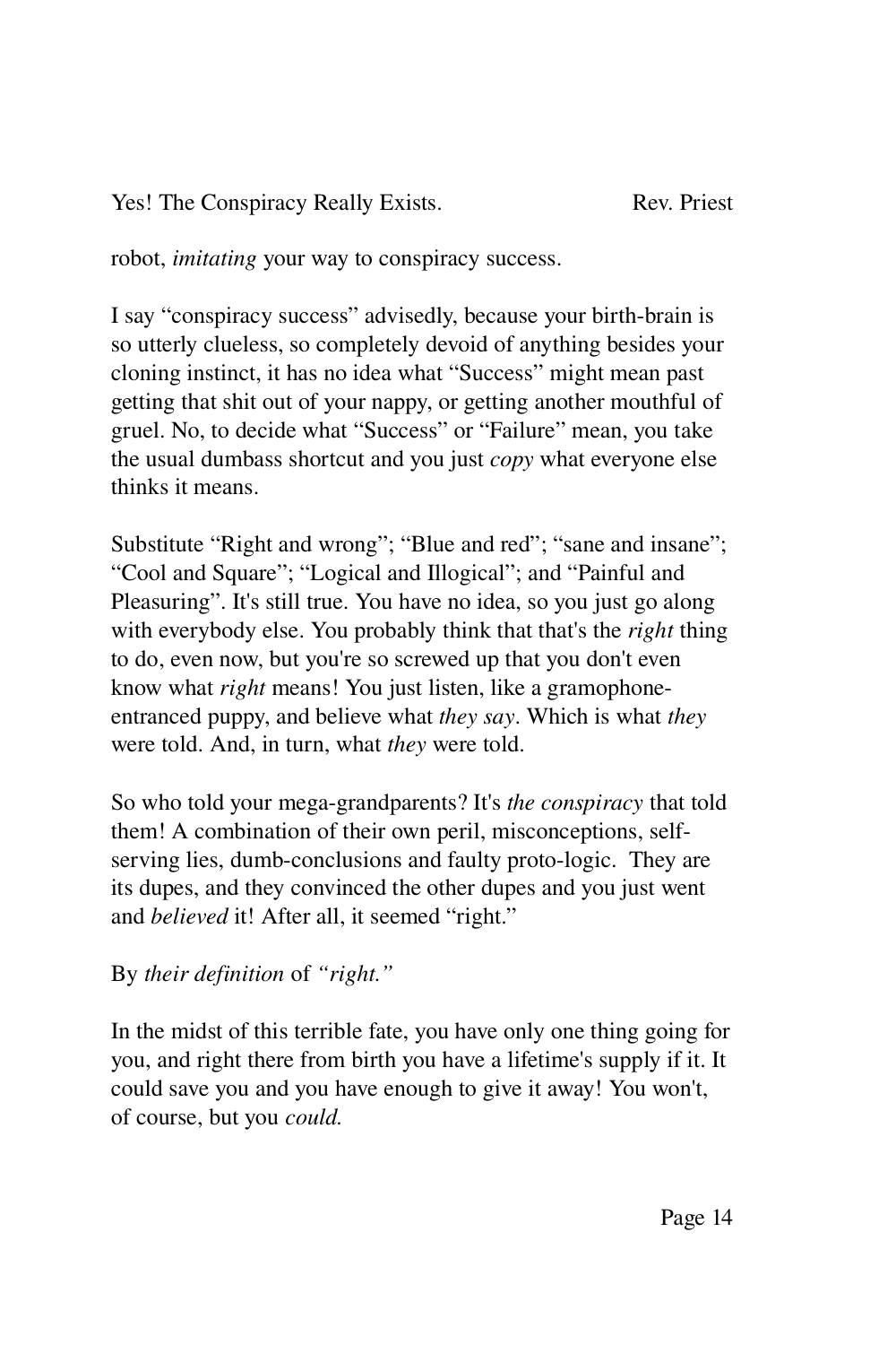robot, *imitating* your way to conspiracy success.

I say "conspiracy success" advisedly, because your birth-brain is so utterly clueless, so completely devoid of anything besides your cloning instinct, it has no idea what "Success" might mean past getting that shit out of your nappy, or getting another mouthful of gruel. No, to decide what "Success" or "Failure" mean, you take the usual dumbass shortcut and you just *copy* what everyone else thinks it means.

Substitute "Right and wrong"; "Blue and red"; "sane and insane"; "Cool and Square"; "Logical and Illogical"; and "Painful and Pleasuring". It's still true. You have no idea, so you just go along with everybody else. You probably think that that's the *right* thing to do, even now, but you're so screwed up that you don't even know what *right* means! You just listen, like a gramophone-entranced puppy, and believe what *they say*. Which is what *they* were told. And, in turn, what *they* were told.

So who told your mega-grandparents? It's *the conspiracy* that told them! A combination of their own peril, misconceptions, self-serving lies, dumb-conclusions and faulty proto-logic. They are its dupes, and they convinced the other dupes and you just went and *believed* it! After all, it seemed "right."

By *their definition* of *"right."*

In the midst of this terrible fate, you have only one thing going for you, and right there from birth you have a lifetime's supply if it. It could save you and you have enough to give it away! You won't, of course, but you *could.*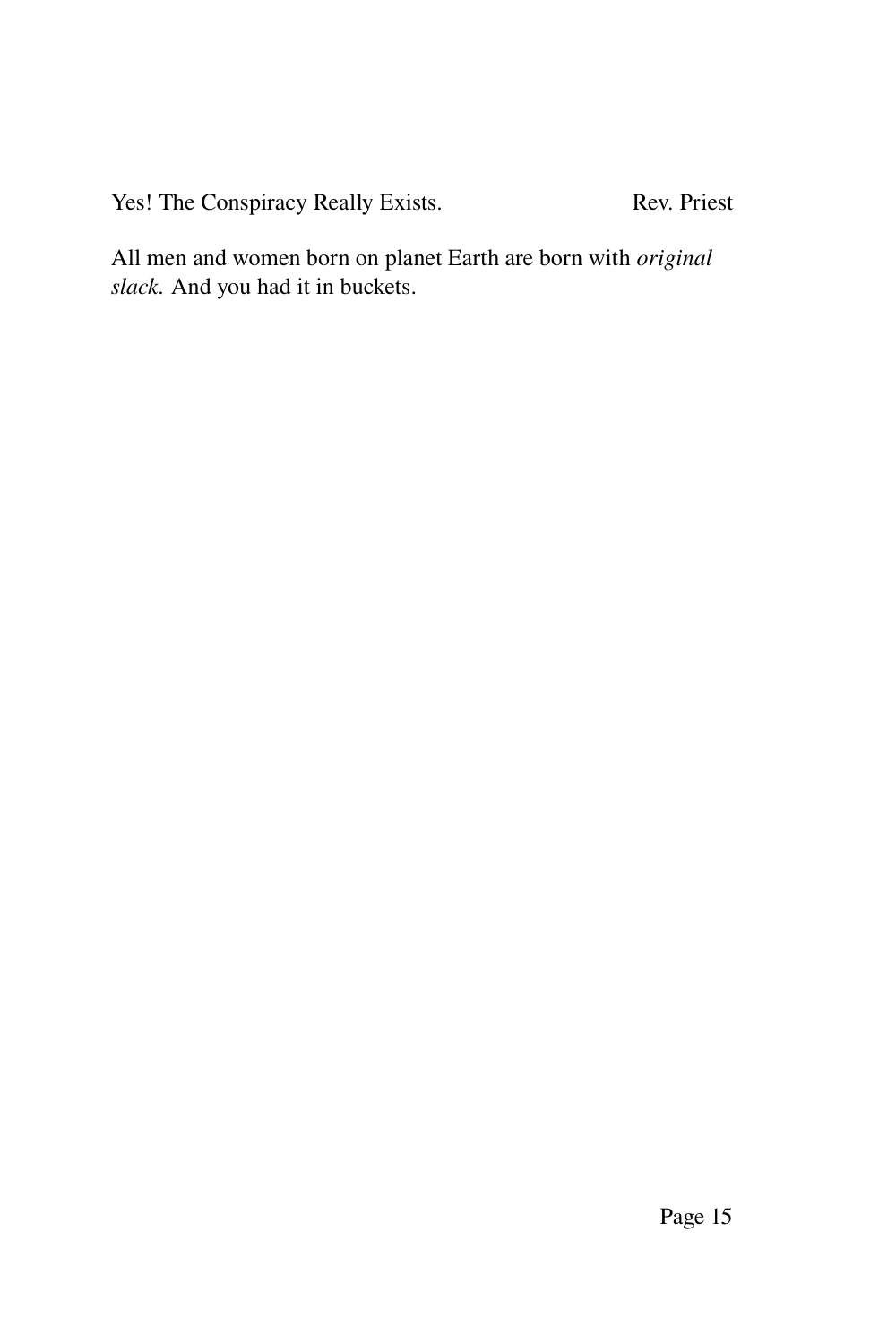All men and women born on planet Earth are born with *original slack.* And you had it in buckets.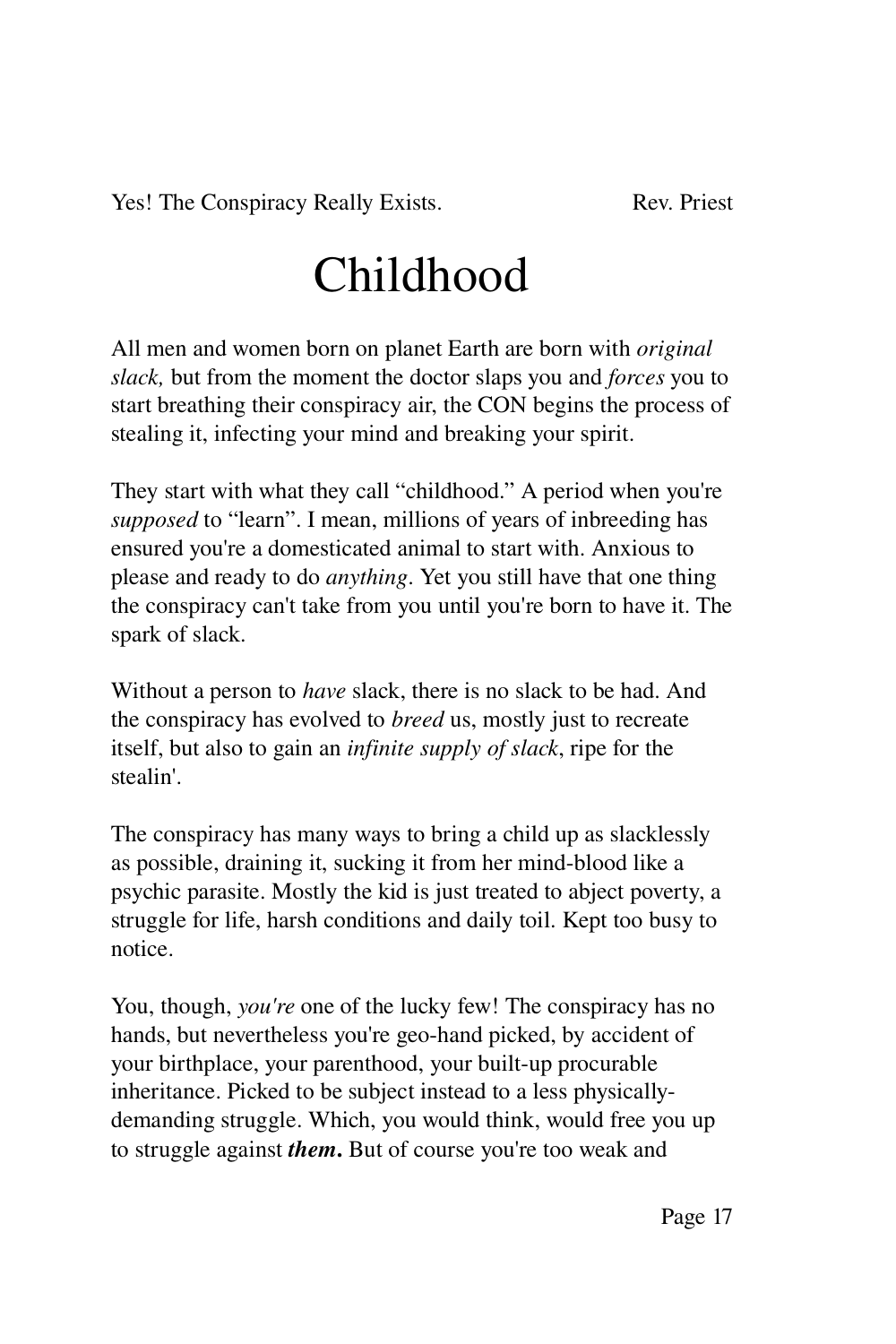# Childhood

All men and women born on planet Earth are born with *original slack,* but from the moment the doctor slaps you and *forces* you to start breathing their conspiracy air, the CON begins the process of stealing it, infecting your mind and breaking your spirit.

They start with what they call "childhood." A period when you're *supposed* to "learn". I mean, millions of years of inbreeding has ensured you're a domesticated animal to start with. Anxious to please and ready to do *anything*. Yet you still have that one thing the conspiracy can't take from you until you're born to have it. The spark of slack.

Without a person to *have* slack, there is no slack to be had. And the conspiracy has evolved to *breed* us, mostly just to recreate itself, but also to gain an *infinite supply of slack*, ripe for the stealin'.

The conspiracy has many ways to bring a child up as slacklessly as possible, draining it, sucking it from her mind-blood like a psychic parasite. Mostly the kid is just treated to abject poverty, a struggle for life, harsh conditions and daily toil. Kept too busy to notice.

You, though, *you're* one of the lucky few! The conspiracy has no hands, but nevertheless you're geo-hand picked, by accident of your birthplace, your parenthood, your built-up procurable inheritance. Picked to be subject instead to a less physically-demanding struggle. Which, you would think, would free you up to struggle against ***them.*** But of course you're too weak and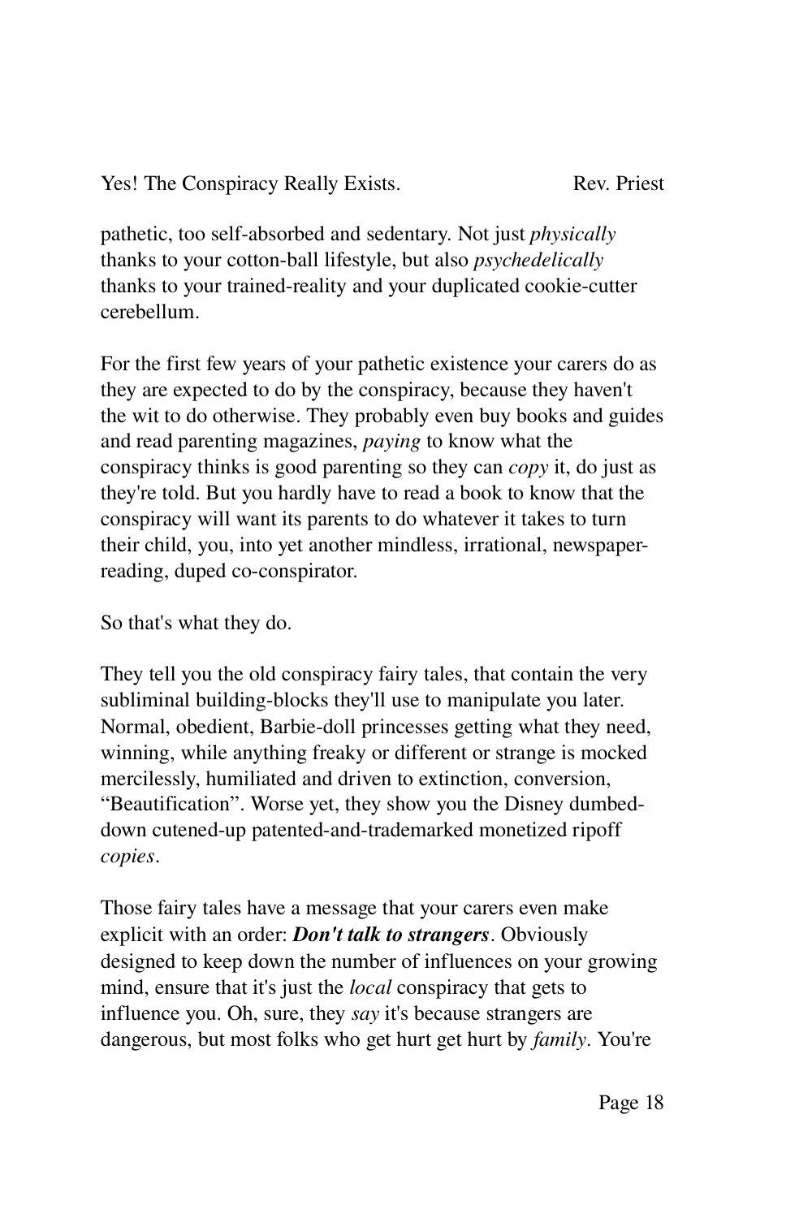pathetic, too self-absorbed and sedentary. Not just *physically* thanks to your cotton-ball lifestyle, but also *psychedelically* thanks to your trained-reality and your duplicated cookie-cutter cerebellum.

For the first few years of your pathetic existence your carers do as they are expected to do by the conspiracy, because they haven't the wit to do otherwise. They probably even buy books and guides and read parenting magazines, *paying* to know what the conspiracy thinks is good parenting so they can *copy* it, do just as they're told. But you hardly have to read a book to know that the conspiracy will want its parents to do whatever it takes to turn their child, you, into yet another mindless, irrational, newspaper-reading, duped co-conspirator.

So that's what they do.

They tell you the old conspiracy fairy tales, that contain the very subliminal building-blocks they'll use to manipulate you later. Normal, obedient, Barbie-doll princesses getting what they need, winning, while anything freaky or different or strange is mocked mercilessly, humiliated and driven to extinction, conversion, “Beautification”. Worse yet, they show you the Disney dumbed-down cutened-up patented-and-trademarked monetized ripoff *copies*.

Those fairy tales have a message that your carers even make explicit with an order: ***Don't talk to strangers***. Obviously designed to keep down the number of influences on your growing mind, ensure that it's just the *local* conspiracy that gets to influence you. Oh, sure, they *say* it's because strangers are dangerous, but most folks who get hurt get hurt by *family*. You're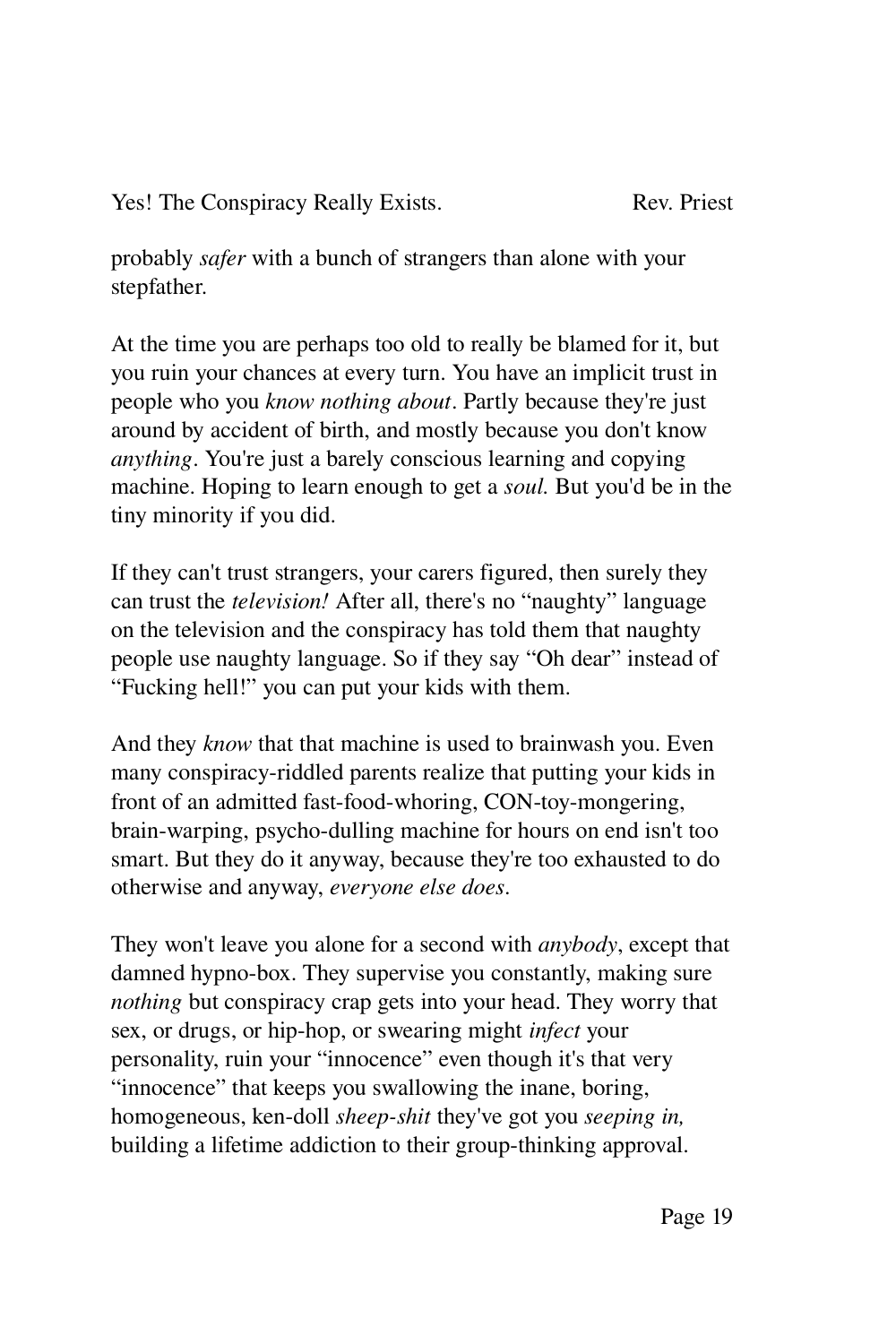probably *safer* with a bunch of strangers than alone with your stepfather.

At the time you are perhaps too old to really be blamed for it, but you ruin your chances at every turn. You have an implicit trust in people who you *know nothing about*. Partly because they're just around by accident of birth, and mostly because you don't know *anything*. You're just a barely conscious learning and copying machine. Hoping to learn enough to get a *soul.* But you'd be in the tiny minority if you did.

If they can't trust strangers, your carers figured, then surely they can trust the *television!* After all, there's no "naughty" language on the television and the conspiracy has told them that naughty people use naughty language. So if they say "Oh dear" instead of "Fucking hell!" you can put your kids with them.

And they *know* that that machine is used to brainwash you. Even many conspiracy-riddled parents realize that putting your kids in front of an admitted fast-food-whoring, CON-toy-mongering, brain-warping, psycho-dulling machine for hours on end isn't too smart. But they do it anyway, because they're too exhausted to do otherwise and anyway, *everyone else does*.

They won't leave you alone for a second with *anybody*, except that damned hypno-box. They supervise you constantly, making sure *nothing* but conspiracy crap gets into your head. They worry that sex, or drugs, or hip-hop, or swearing might *infect* your personality, ruin your "innocence" even though it's that very "innocence" that keeps you swallowing the inane, boring, homogeneous, ken-doll *sheep-shit* they've got you *seeping in,* building a lifetime addiction to their group-thinking approval.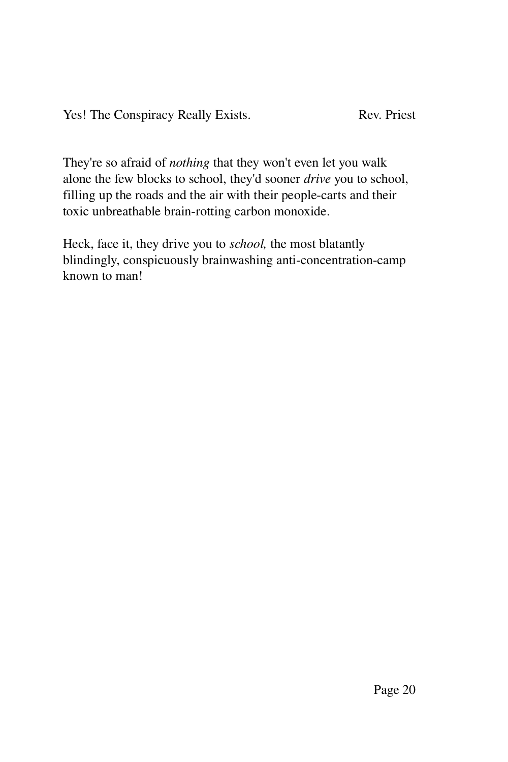They're so afraid of *nothing* that they won't even let you walk alone the few blocks to school, they'd sooner *drive* you to school, filling up the roads and the air with their people-carts and their toxic unbreathable brain-rotting carbon monoxide.

Heck, face it, they drive you to *school,* the most blatantly blindingly, conspicuously brainwashing anti-concentration-camp known to man!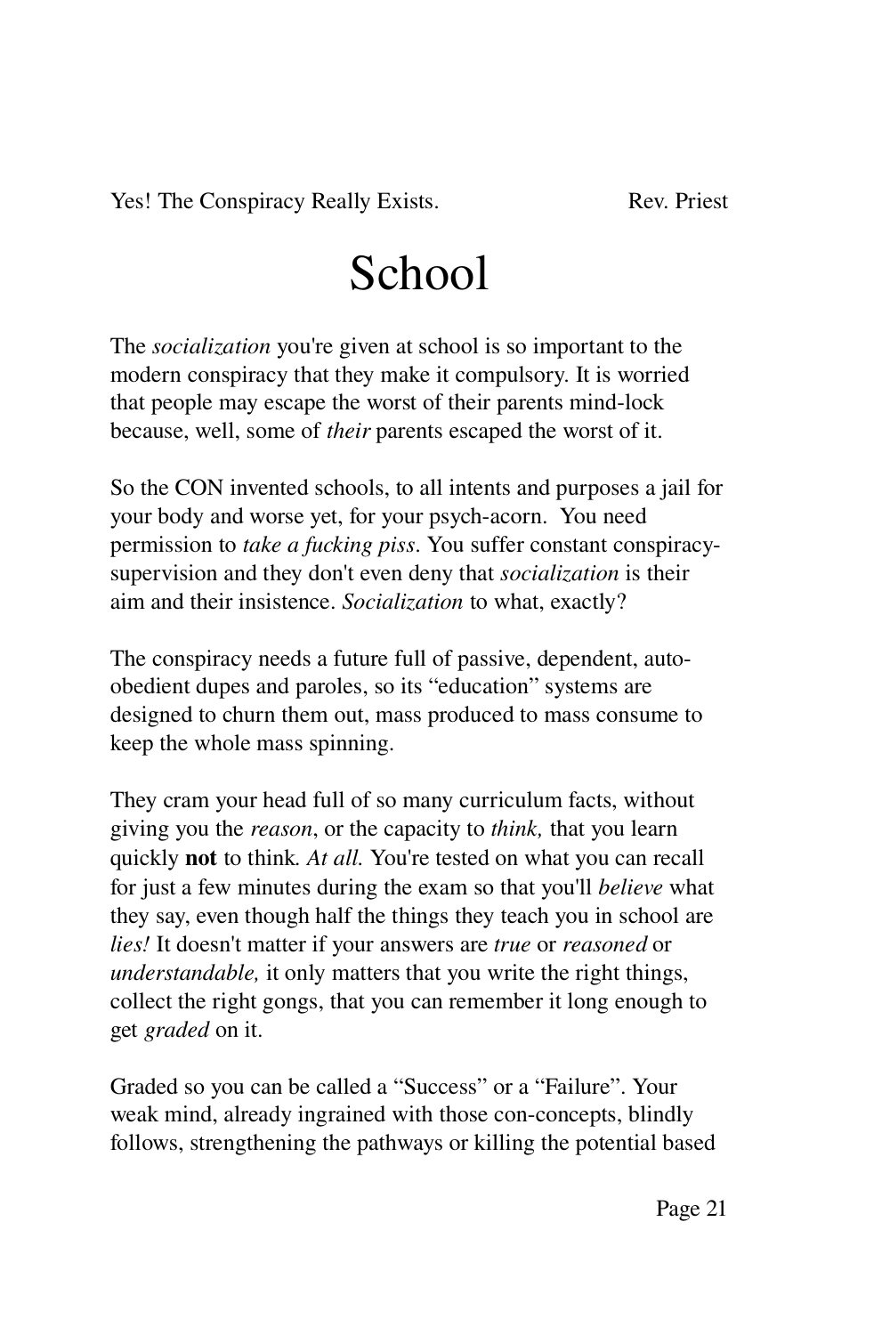# School

The *socialization* you're given at school is so important to the modern conspiracy that they make it compulsory. It is worried that people may escape the worst of their parents mind-lock because, well, some of *their* parents escaped the worst of it.

So the CON invented schools, to all intents and purposes a jail for your body and worse yet, for your psych-acorn. You need permission to *take a fucking piss*. You suffer constant conspiracy-supervision and they don't even deny that *socialization* is their aim and their insistence. *Socialization* to what, exactly?

The conspiracy needs a future full of passive, dependent, auto-obedient dupes and paroles, so its "education" systems are designed to churn them out, mass produced to mass consume to keep the whole mass spinning.

They cram your head full of so many curriculum facts, without giving you the *reason*, or the capacity to *think,* that you learn quickly **not** to think. *At all.* You're tested on what you can recall for just a few minutes during the exam so that you'll *believe* what they say, even though half the things they teach you in school are *lies!* It doesn't matter if your answers are *true* or *reasoned* or *understandable,* it only matters that you write the right things, collect the right gongs, that you can remember it long enough to get *graded* on it.

Graded so you can be called a "Success" or a "Failure". Your weak mind, already ingrained with those con-concepts, blindly follows, strengthening the pathways or killing the potential based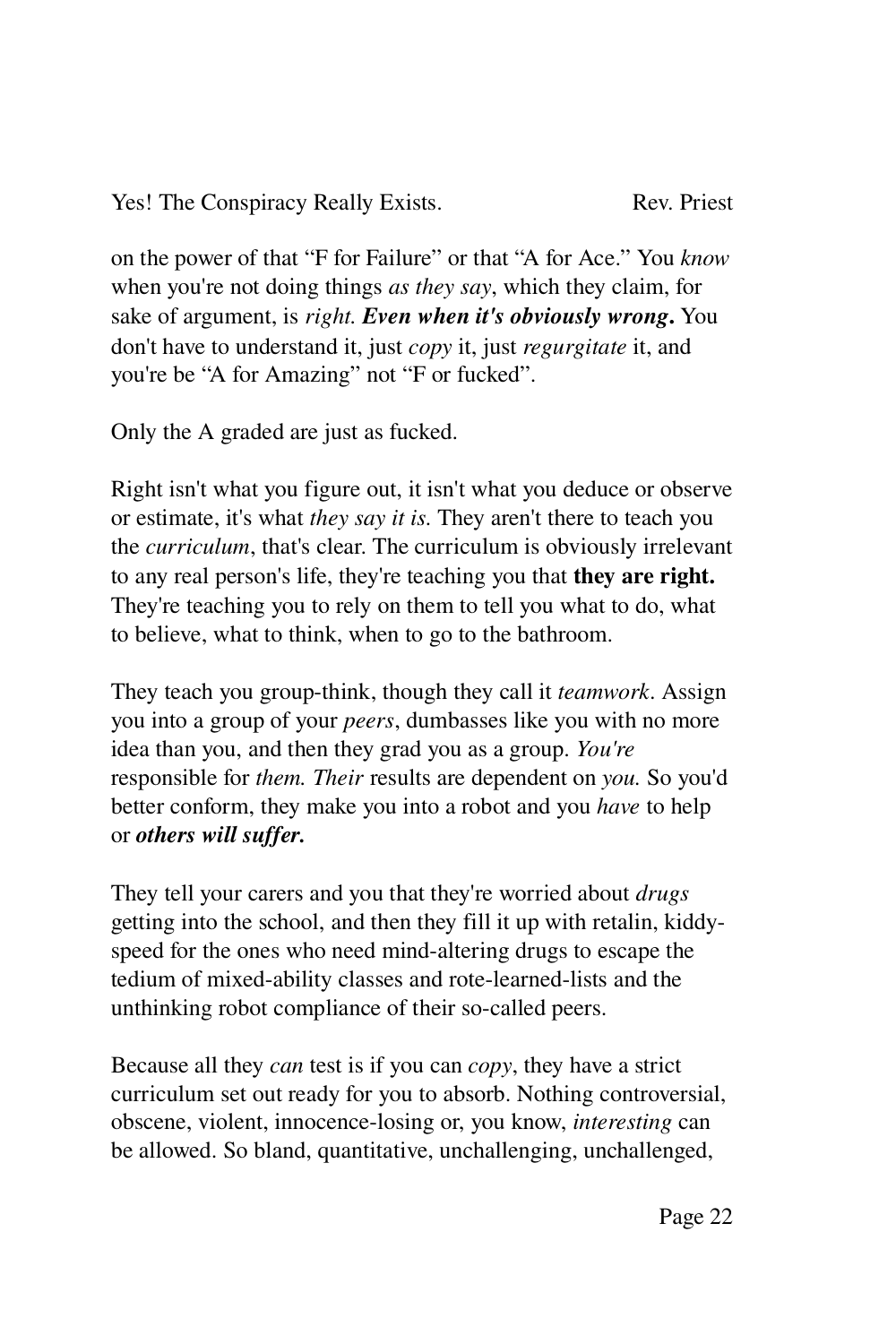on the power of that “F for Failure” or that “A for Ace.” You *know* when you're not doing things *as they say*, which they claim, for sake of argument, is *right.* ***Even when it's obviously wrong*****.** You don't have to understand it, just *copy* it, just *regurgitate* it, and you're be “A for Amazing” not “F or fucked”.

Only the A graded are just as fucked.

Right isn't what you figure out, it isn't what you deduce or observe or estimate, it's what *they say it is.* They aren't there to teach you the *curriculum*, that's clear. The curriculum is obviously irrelevant to any real person's life, they're teaching you that **they are right.** They're teaching you to rely on them to tell you what to do, what to believe, what to think, when to go to the bathroom.

They teach you group-think, though they call it *teamwork*. Assign you into a group of your *peers*, dumbasses like you with no more idea than you, and then they grad you as a group. *You're* responsible for *them. Their* results are dependent on *you.* So you'd better conform, they make you into a robot and you *have* to help or ***others will suffer.***

They tell your carers and you that they're worried about *drugs* getting into the school, and then they fill it up with retalin, kiddy-speed for the ones who need mind-altering drugs to escape the tedium of mixed-ability classes and rote-learned-lists and the unthinking robot compliance of their so-called peers.

Because all they *can* test is if you can *copy*, they have a strict curriculum set out ready for you to absorb. Nothing controversial, obscene, violent, innocence-losing or, you know, *interesting* can be allowed. So bland, quantitative, unchallenging, unchallenged,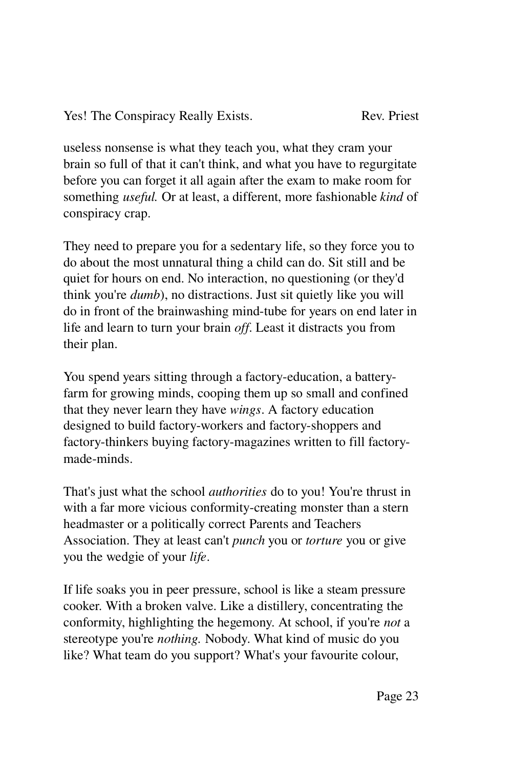useless nonsense is what they teach you, what they cram your brain so full of that it can't think, and what you have to regurgitate before you can forget it all again after the exam to make room for something *useful.* Or at least, a different, more fashionable *kind* of conspiracy crap.

They need to prepare you for a sedentary life, so they force you to do about the most unnatural thing a child can do. Sit still and be quiet for hours on end. No interaction, no questioning (or they'd think you're *dumb*), no distractions. Just sit quietly like you will do in front of the brainwashing mind-tube for years on end later in life and learn to turn your brain *off*. Least it distracts you from their plan.

You spend years sitting through a factory-education, a battery-farm for growing minds, cooping them up so small and confined that they never learn they have *wings*. A factory education designed to build factory-workers and factory-shoppers and factory-thinkers buying factory-magazines written to fill factory-made-minds.

That's just what the school *authorities* do to you! You're thrust in with a far more vicious conformity-creating monster than a stern headmaster or a politically correct Parents and Teachers Association. They at least can't *punch* you or *torture* you or give you the wedgie of your *life*.

If life soaks you in peer pressure, school is like a steam pressure cooker. With a broken valve. Like a distillery, concentrating the conformity, highlighting the hegemony. At school, if you're *not* a stereotype you're *nothing.* Nobody. What kind of music do you like? What team do you support? What's your favourite colour,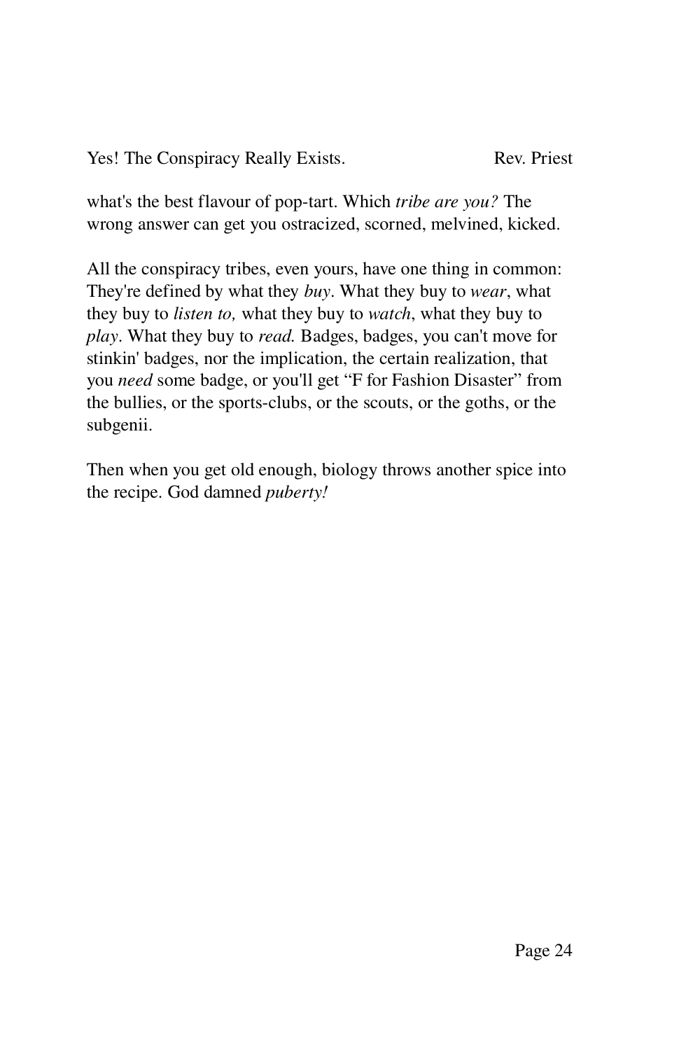what's the best flavour of pop-tart. Which *tribe are you?* The wrong answer can get you ostracized, scorned, melvined, kicked.

All the conspiracy tribes, even yours, have one thing in common: They're defined by what they *buy*. What they buy to *wear*, what they buy to *listen to,* what they buy to *watch*, what they buy to *play*. What they buy to *read.* Badges, badges, you can't move for stinkin' badges, nor the implication, the certain realization, that you *need* some badge, or you'll get "F for Fashion Disaster" from the bullies, or the sports-clubs, or the scouts, or the goths, or the subgenii.

Then when you get old enough, biology throws another spice into the recipe. God damned *puberty!*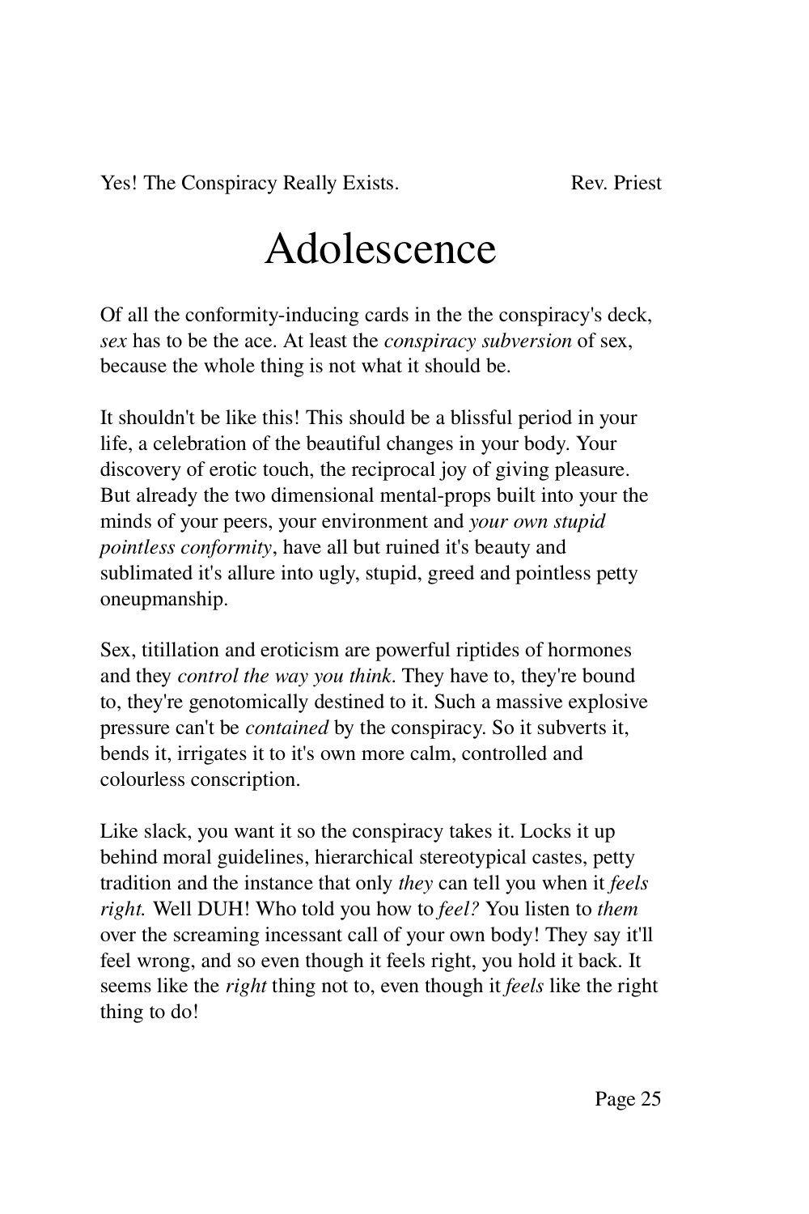# Adolescence

Of all the conformity-inducing cards in the the conspiracy's deck, *sex* has to be the ace. At least the *conspiracy subversion* of sex, because the whole thing is not what it should be.

It shouldn't be like this! This should be a blissful period in your life, a celebration of the beautiful changes in your body. Your discovery of erotic touch, the reciprocal joy of giving pleasure. But already the two dimensional mental-props built into your the minds of your peers, your environment and *your own stupid pointless conformity*, have all but ruined it's beauty and sublimated it's allure into ugly, stupid, greed and pointless petty oneupmanship.

Sex, titillation and eroticism are powerful riptides of hormones and they *control the way you think*. They have to, they're bound to, they're genotomically destined to it. Such a massive explosive pressure can't be *contained* by the conspiracy. So it subverts it, bends it, irrigates it to it's own more calm, controlled and colourless conscription.

Like slack, you want it so the conspiracy takes it. Locks it up behind moral guidelines, hierarchical stereotypical castes, petty tradition and the instance that only *they* can tell you when it *feels right.* Well DUH! Who told you how to *feel?* You listen to *them* over the screaming incessant call of your own body! They say it'll feel wrong, and so even though it feels right, you hold it back. It seems like the *right* thing not to, even though it *feels* like the right thing to do!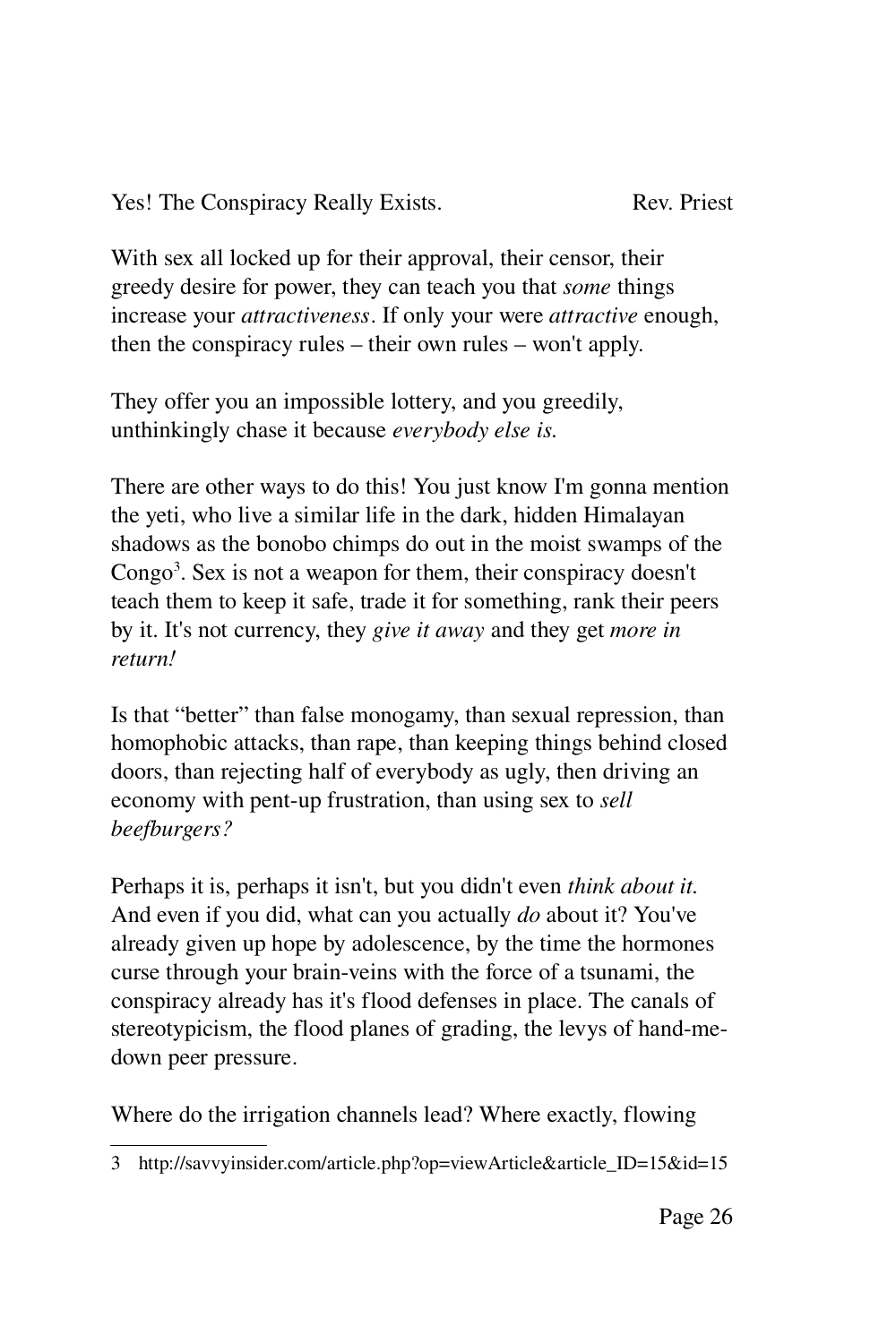With sex all locked up for their approval, their censor, their greedy desire for power, they can teach you that *some* things increase your *attractiveness*. If only your were *attractive* enough, then the conspiracy rules – their own rules – won't apply.

They offer you an impossible lottery, and you greedily, unthinkingly chase it because *everybody else is.*

There are other ways to do this! You just know I'm gonna mention the yeti, who live a similar life in the dark, hidden Himalayan shadows as the bonobo chimps do out in the moist swamps of the Congo[3]. Sex is not a weapon for them, their conspiracy doesn't teach them to keep it safe, trade it for something, rank their peers by it. It's not currency, they *give it away* and they get *more in return!*

Is that "better" than false monogamy, than sexual repression, than homophobic attacks, than rape, than keeping things behind closed doors, than rejecting half of everybody as ugly, then driving an economy with pent-up frustration, than using sex to *sell beefburgers?*

Perhaps it is, perhaps it isn't, but you didn't even *think about it.* And even if you did, what can you actually *do* about it? You've already given up hope by adolescence, by the time the hormones curse through your brain-veins with the force of a tsunami, the conspiracy already has it's flood defenses in place. The canals of stereotypicism, the flood planes of grading, the levys of hand-me-down peer pressure.

Where do the irrigation channels lead? Where exactly, flowing

---

3 http://savvyinsider.com/article.php?op=viewArticle&article_ID=15&id=15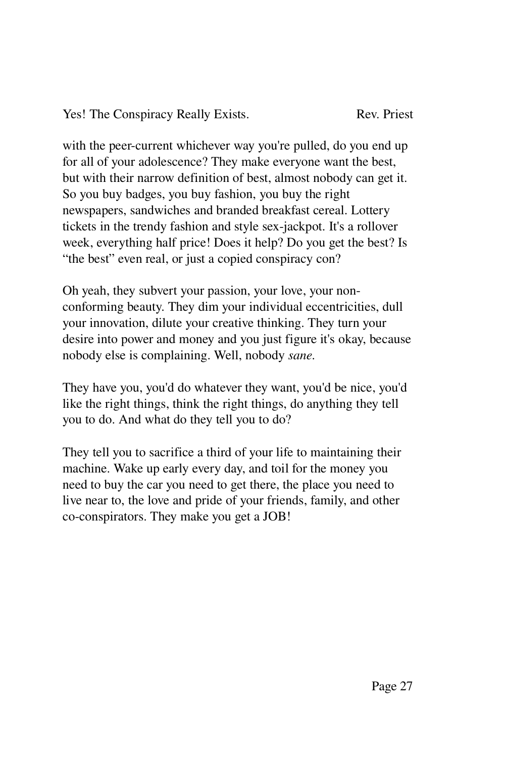with the peer-current whichever way you're pulled, do you end up for all of your adolescence? They make everyone want the best, but with their narrow definition of best, almost nobody can get it. So you buy badges, you buy fashion, you buy the right newspapers, sandwiches and branded breakfast cereal. Lottery tickets in the trendy fashion and style sex-jackpot. It's a rollover week, everything half price! Does it help? Do you get the best? Is "the best" even real, or just a copied conspiracy con?

Oh yeah, they subvert your passion, your love, your non-conforming beauty. They dim your individual eccentricities, dull your innovation, dilute your creative thinking. They turn your desire into power and money and you just figure it's okay, because nobody else is complaining. Well, nobody *sane.*

They have you, you'd do whatever they want, you'd be nice, you'd like the right things, think the right things, do anything they tell you to do. And what do they tell you to do?

They tell you to sacrifice a third of your life to maintaining their machine. Wake up early every day, and toil for the money you need to buy the car you need to get there, the place you need to live near to, the love and pride of your friends, family, and other co-conspirators. They make you get a JOB!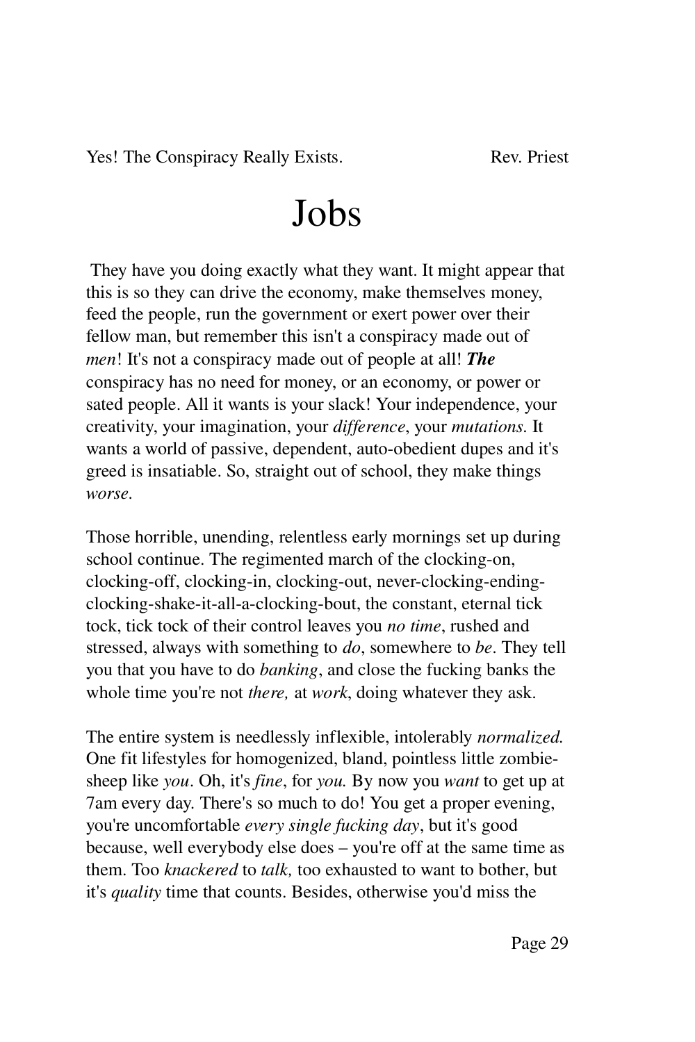# Jobs

They have you doing exactly what they want. It might appear that this is so they can drive the economy, make themselves money, feed the people, run the government or exert power over their fellow man, but remember this isn't a conspiracy made out of *men*! It's not a conspiracy made out of people at all! ***The*** conspiracy has no need for money, or an economy, or power or sated people. All it wants is your slack! Your independence, your creativity, your imagination, your *difference*, your *mutations.* It wants a world of passive, dependent, auto-obedient dupes and it's greed is insatiable. So, straight out of school, they make things *worse.*

Those horrible, unending, relentless early mornings set up during school continue. The regimented march of the clocking-on, clocking-off, clocking-in, clocking-out, never-clocking-ending-clocking-shake-it-all-a-clocking-bout, the constant, eternal tick tock, tick tock of their control leaves you *no time*, rushed and stressed, always with something to *do*, somewhere to *be*. They tell you that you have to do *banking*, and close the fucking banks the whole time you're not *there,* at *work*, doing whatever they ask.

The entire system is needlessly inflexible, intolerably *normalized.* One fit lifestyles for homogenized, bland, pointless little zombie-sheep like *you*. Oh, it's *fine*, for *you.* By now you *want* to get up at 7am every day. There's so much to do! You get a proper evening, you're uncomfortable *every single fucking day*, but it's good because, well everybody else does – you're off at the same time as them. Too *knackered* to *talk,* too exhausted to want to bother, but it's *quality* time that counts. Besides, otherwise you'd miss the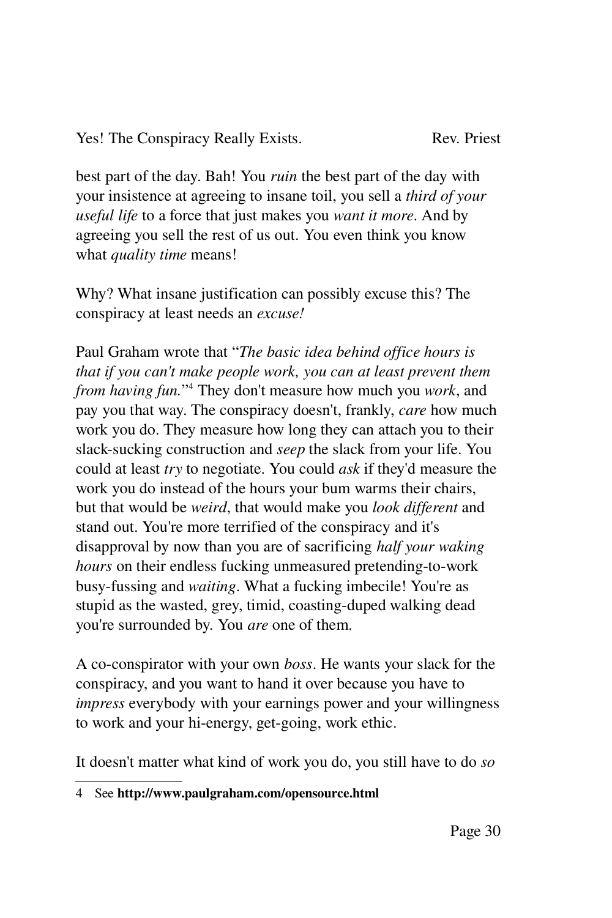best part of the day. Bah! You *ruin* the best part of the day with your insistence at agreeing to insane toil, you sell a *third of your useful life* to a force that just makes you *want it more*. And by agreeing you sell the rest of us out. You even think you know what *quality time* means!

Why? What insane justification can possibly excuse this? The conspiracy at least needs an *excuse!*

Paul Graham wrote that "*The basic idea behind office hours is that if you can't make people work, you can at least prevent them from having fun.*"[4] They don't measure how much you *work*, and pay you that way. The conspiracy doesn't, frankly, *care* how much work you do. They measure how long they can attach you to their slack-sucking construction and *seep* the slack from your life. You could at least *try* to negotiate. You could *ask* if they'd measure the work you do instead of the hours your bum warms their chairs, but that would be *weird*, that would make you *look different* and stand out. You're more terrified of the conspiracy and it's disapproval by now than you are of sacrificing *half your waking hours* on their endless fucking unmeasured pretending-to-work busy-fussing and *waiting*. What a fucking imbecile! You're as stupid as the wasted, grey, timid, coasting-duped walking dead you're surrounded by. You *are* one of them.

A co-conspirator with your own *boss*. He wants your slack for the conspiracy, and you want to hand it over because you have to *impress* everybody with your earnings power and your willingness to work and your hi-energy, get-going, work ethic.

It doesn't matter what kind of work you do, you still have to do *so*

---

4 See **http://www.paulgraham.com/opensource.html**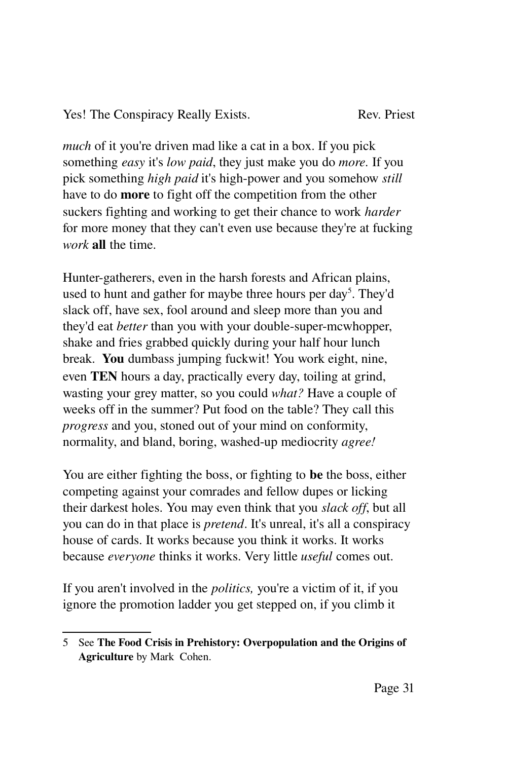*much* of it you're driven mad like a cat in a box. If you pick something *easy* it's *low paid*, they just make you do *more.* If you pick something *high paid* it's high-power and you somehow *still* have to do **more** to fight off the competition from the other suckers fighting and working to get their chance to work *harder* for more money that they can't even use because they're at fucking *work* **all** the time.

Hunter-gatherers, even in the harsh forests and African plains, used to hunt and gather for maybe three hours per day[5]. They'd slack off, have sex, fool around and sleep more than you and they'd eat *better* than you with your double-super-mcwhopper, shake and fries grabbed quickly during your half hour lunch break. **You** dumbass jumping fuckwit! You work eight, nine, even **TEN** hours a day, practically every day, toiling at grind, wasting your grey matter, so you could *what?* Have a couple of weeks off in the summer? Put food on the table? They call this *progress* and you, stoned out of your mind on conformity, normality, and bland, boring, washed-up mediocrity *agree!*

You are either fighting the boss, or fighting to **be** the boss, either competing against your comrades and fellow dupes or licking their darkest holes. You may even think that you *slack off*, but all you can do in that place is *pretend*. It's unreal, it's all a conspiracy house of cards. It works because you think it works. It works because *everyone* thinks it works. Very little *useful* comes out.

If you aren't involved in the *politics,* you're a victim of it, if you ignore the promotion ladder you get stepped on, if you climb it

---

5 See **The Food Crisis in Prehistory: Overpopulation and the Origins of Agriculture** by Mark Cohen.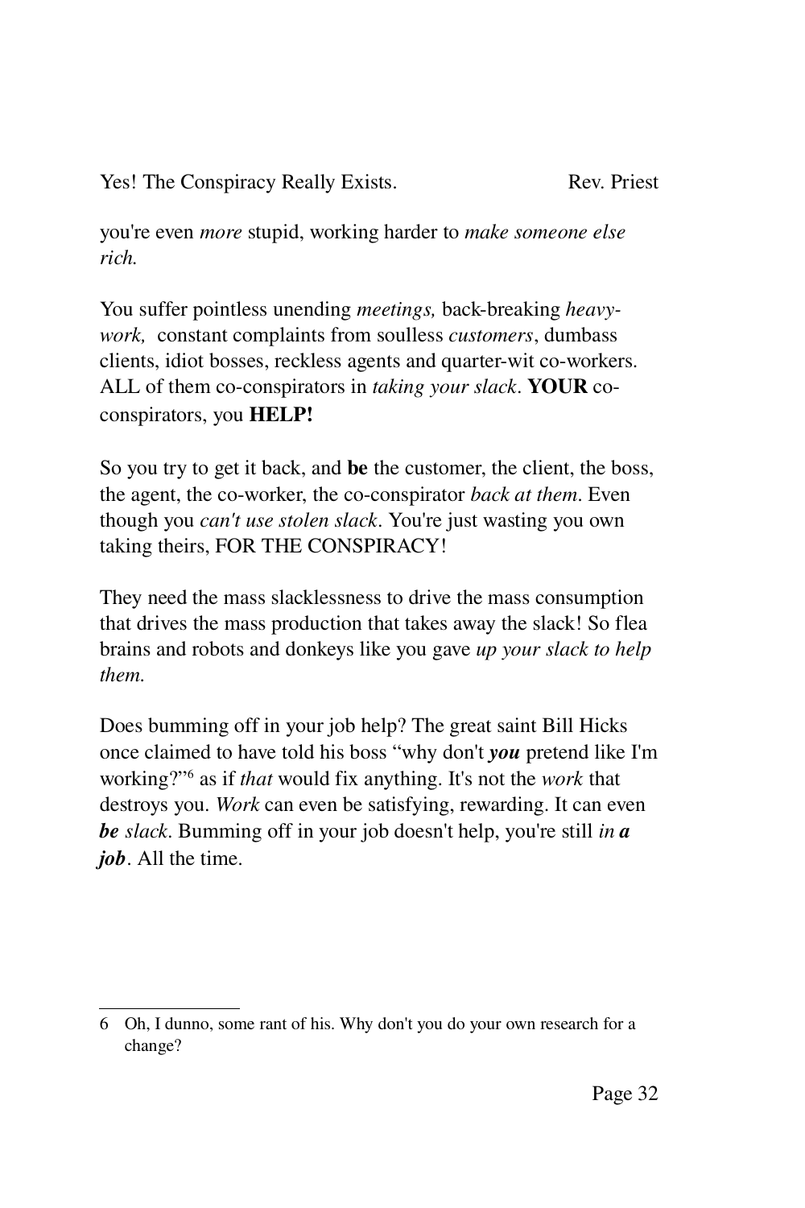you're even *more* stupid, working harder to *make someone else rich.*

You suffer pointless unending *meetings,* back-breaking *heavy-work,* constant complaints from soulless *customers*, dumbass clients, idiot bosses, reckless agents and quarter-wit co-workers. ALL of them co-conspirators in *taking your slack*. **YOUR** co-conspirators, you **HELP!**

So you try to get it back, and **be** the customer, the client, the boss, the agent, the co-worker, the co-conspirator *back at them*. Even though you *can't use stolen slack*. You're just wasting you own taking theirs, FOR THE CONSPIRACY!

They need the mass slacklessness to drive the mass consumption that drives the mass production that takes away the slack! So flea brains and robots and donkeys like you gave *up your slack to help them.*

Does bumming off in your job help? The great saint Bill Hicks once claimed to have told his boss "why don't ***you*** pretend like I'm working?"[6] as if *that* would fix anything. It's not the *work* that destroys you. *Work* can even be satisfying, rewarding. It can even ***be*** *slack*. Bumming off in your job doesn't help, you're still *in* ***a job***. All the time.

---

6 Oh, I dunno, some rant of his. Why don't you do your own research for a change?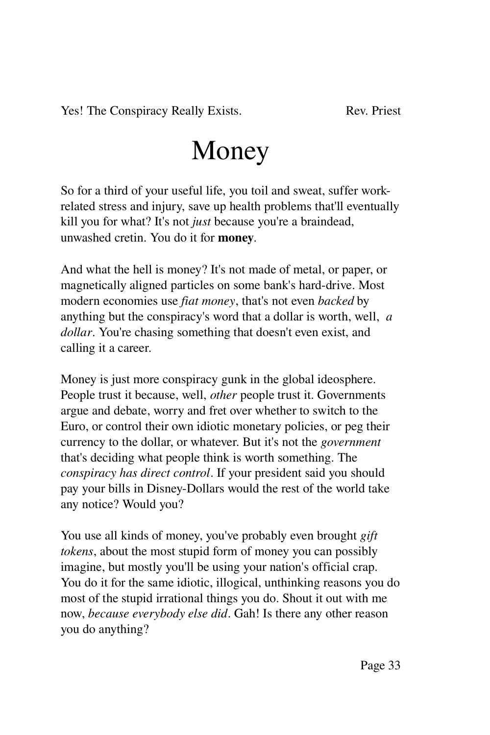# Money

So for a third of your useful life, you toil and sweat, suffer work-related stress and injury, save up health problems that'll eventually kill you for what? It's not *just* because you're a braindead, unwashed cretin. You do it for **money**.

And what the hell is money? It's not made of metal, or paper, or magnetically aligned particles on some bank's hard-drive. Most modern economies use *fiat money*, that's not even *backed* by anything but the conspiracy's word that a dollar is worth, well, *a dollar*. You're chasing something that doesn't even exist, and calling it a career.

Money is just more conspiracy gunk in the global ideosphere. People trust it because, well, *other* people trust it. Governments argue and debate, worry and fret over whether to switch to the Euro, or control their own idiotic monetary policies, or peg their currency to the dollar, or whatever. But it's not the *government* that's deciding what people think is worth something. The *conspiracy has direct control*. If your president said you should pay your bills in Disney-Dollars would the rest of the world take any notice? Would you?

You use all kinds of money, you've probably even brought *gift tokens*, about the most stupid form of money you can possibly imagine, but mostly you'll be using your nation's official crap. You do it for the same idiotic, illogical, unthinking reasons you do most of the stupid irrational things you do. Shout it out with me now, *because everybody else did*. Gah! Is there any other reason you do anything?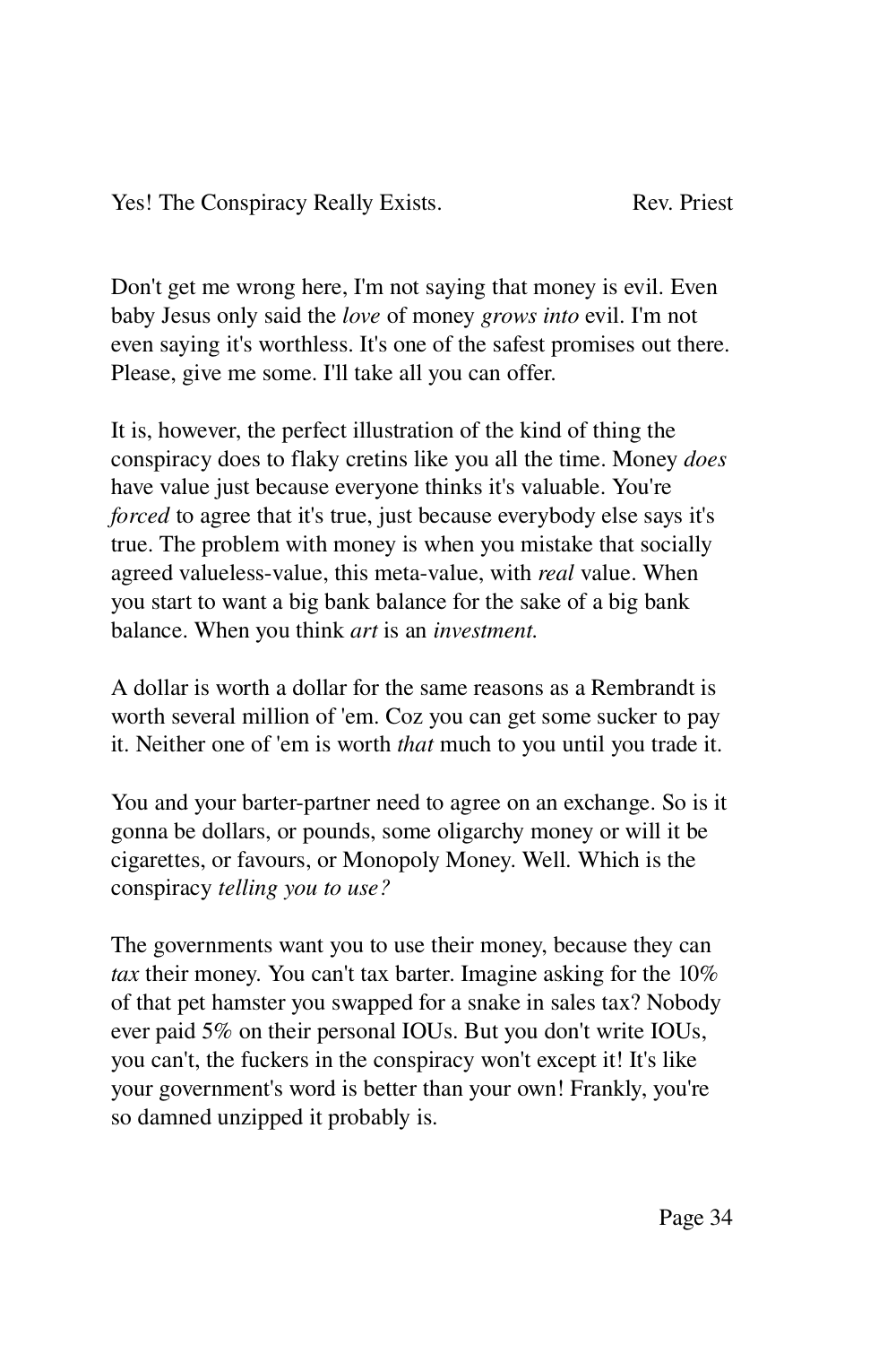Don't get me wrong here, I'm not saying that money is evil. Even baby Jesus only said the *love* of money *grows into* evil. I'm not even saying it's worthless. It's one of the safest promises out there. Please, give me some. I'll take all you can offer.

It is, however, the perfect illustration of the kind of thing the conspiracy does to flaky cretins like you all the time. Money *does* have value just because everyone thinks it's valuable. You're *forced* to agree that it's true, just because everybody else says it's true. The problem with money is when you mistake that socially agreed valueless-value, this meta-value, with *real* value. When you start to want a big bank balance for the sake of a big bank balance. When you think *art* is an *investment.*

A dollar is worth a dollar for the same reasons as a Rembrandt is worth several million of 'em. Coz you can get some sucker to pay it. Neither one of 'em is worth *that* much to you until you trade it.

You and your barter-partner need to agree on an exchange. So is it gonna be dollars, or pounds, some oligarchy money or will it be cigarettes, or favours, or Monopoly Money. Well. Which is the conspiracy *telling you to use?*

The governments want you to use their money, because they can *tax* their money. You can't tax barter. Imagine asking for the 10% of that pet hamster you swapped for a snake in sales tax? Nobody ever paid 5% on their personal IOUs. But you don't write IOUs, you can't, the fuckers in the conspiracy won't except it! It's like your government's word is better than your own! Frankly, you're so damned unzipped it probably is.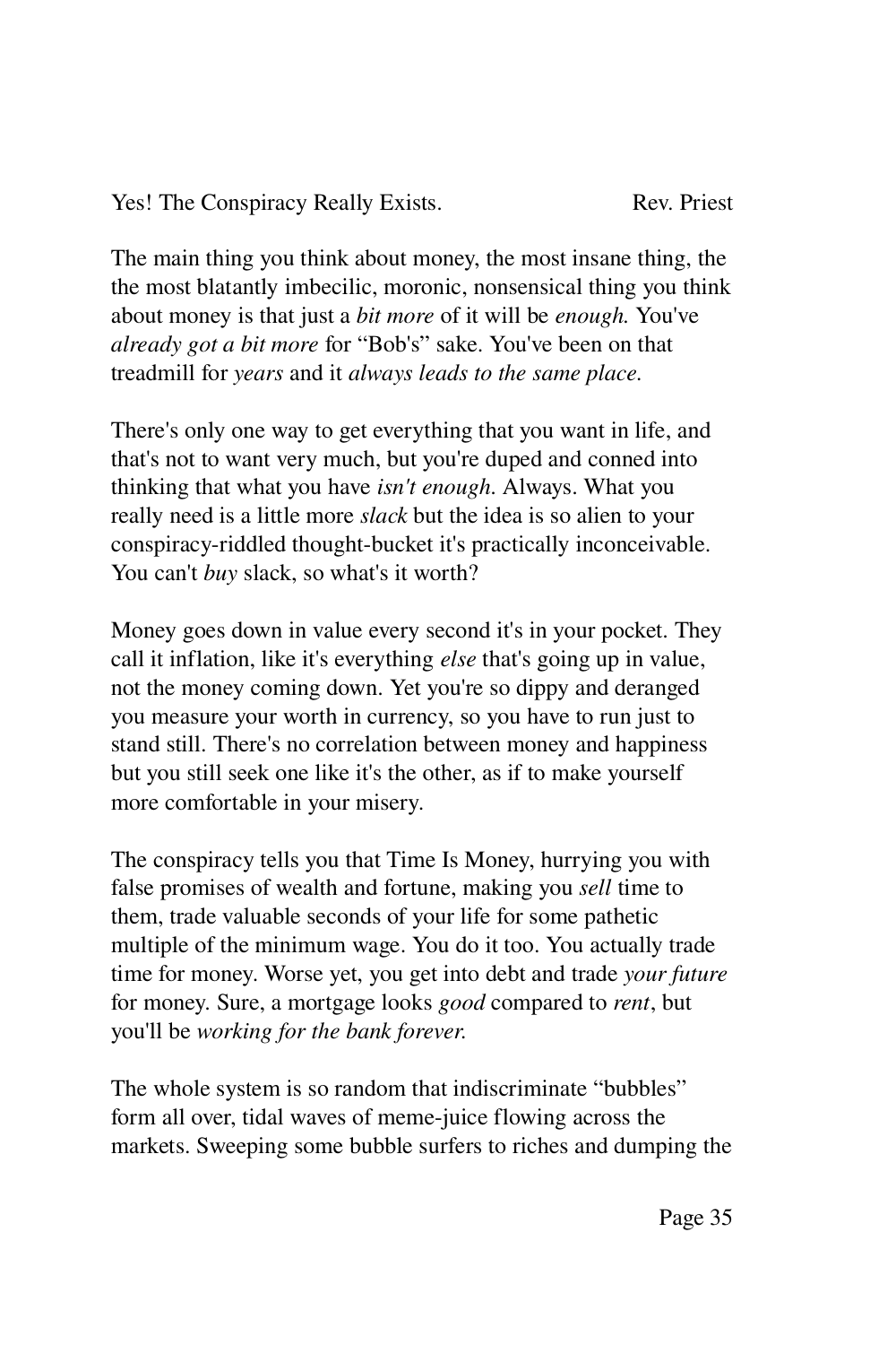The main thing you think about money, the most insane thing, the the most blatantly imbecilic, moronic, nonsensical thing you think about money is that just a *bit more* of it will be *enough.* You've *already got a bit more* for "Bob's" sake. You've been on that treadmill for *years* and it *always leads to the same place*.

There's only one way to get everything that you want in life, and that's not to want very much, but you're duped and conned into thinking that what you have *isn't enough.* Always. What you really need is a little more *slack* but the idea is so alien to your conspiracy-riddled thought-bucket it's practically inconceivable. You can't *buy* slack, so what's it worth?

Money goes down in value every second it's in your pocket. They call it inflation, like it's everything *else* that's going up in value, not the money coming down. Yet you're so dippy and deranged you measure your worth in currency, so you have to run just to stand still. There's no correlation between money and happiness but you still seek one like it's the other, as if to make yourself more comfortable in your misery.

The conspiracy tells you that Time Is Money, hurrying you with false promises of wealth and fortune, making you *sell* time to them, trade valuable seconds of your life for some pathetic multiple of the minimum wage. You do it too. You actually trade time for money. Worse yet, you get into debt and trade *your future* for money. Sure, a mortgage looks *good* compared to *rent*, but you'll be *working for the bank forever.*

The whole system is so random that indiscriminate "bubbles" form all over, tidal waves of meme-juice flowing across the markets. Sweeping some bubble surfers to riches and dumping the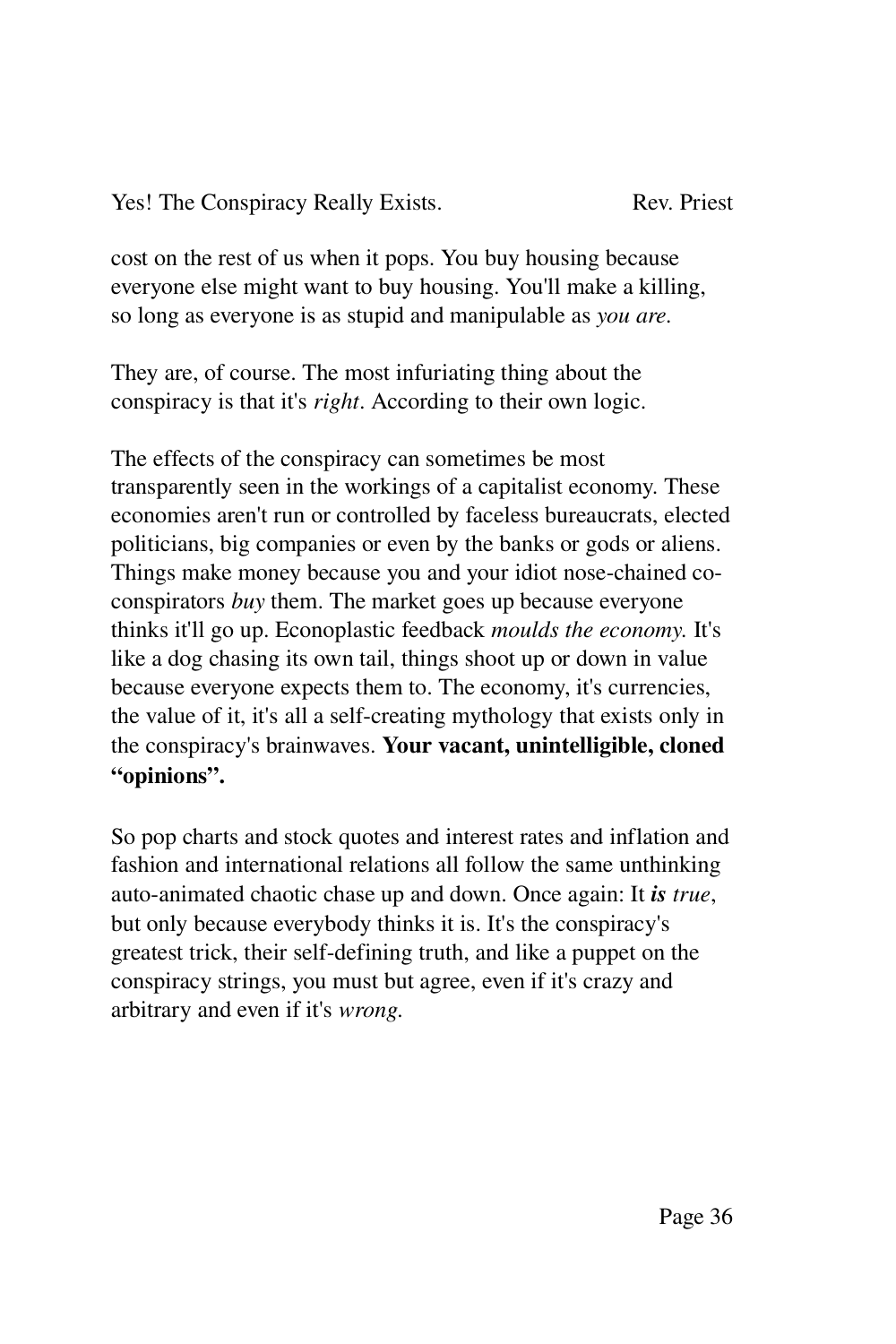cost on the rest of us when it pops. You buy housing because everyone else might want to buy housing. You'll make a killing, so long as everyone is as stupid and manipulable as *you are*.

They are, of course. The most infuriating thing about the conspiracy is that it's *right*. According to their own logic.

The effects of the conspiracy can sometimes be most transparently seen in the workings of a capitalist economy. These economies aren't run or controlled by faceless bureaucrats, elected politicians, big companies or even by the banks or gods or aliens. Things make money because you and your idiot nose-chained co-conspirators *buy* them. The market goes up because everyone thinks it'll go up. Econoplastic feedback *moulds the economy.* It's like a dog chasing its own tail, things shoot up or down in value because everyone expects them to. The economy, it's currencies, the value of it, it's all a self-creating mythology that exists only in the conspiracy's brainwaves. **Your vacant, unintelligible, cloned "opinions".**

So pop charts and stock quotes and interest rates and inflation and fashion and international relations all follow the same unthinking auto-animated chaotic chase up and down. Once again: It ***is*** *true*, but only because everybody thinks it is. It's the conspiracy's greatest trick, their self-defining truth, and like a puppet on the conspiracy strings, you must but agree, even if it's crazy and arbitrary and even if it's *wrong*.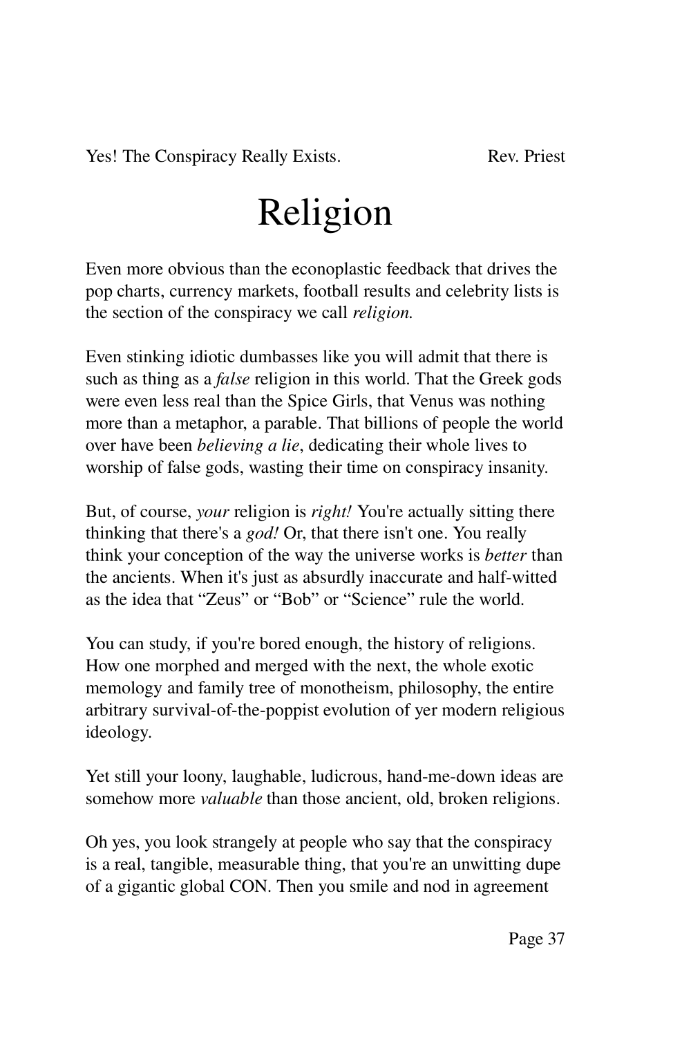# Religion

Even more obvious than the econoplastic feedback that drives the pop charts, currency markets, football results and celebrity lists is the section of the conspiracy we call *religion.*

Even stinking idiotic dumbasses like you will admit that there is such as thing as a *false* religion in this world. That the Greek gods were even less real than the Spice Girls, that Venus was nothing more than a metaphor, a parable. That billions of people the world over have been *believing a lie*, dedicating their whole lives to worship of false gods, wasting their time on conspiracy insanity.

But, of course, *your* religion is *right!* You're actually sitting there thinking that there's a *god!* Or, that there isn't one. You really think your conception of the way the universe works is *better* than the ancients. When it's just as absurdly inaccurate and half-witted as the idea that "Zeus" or "Bob" or "Science" rule the world.

You can study, if you're bored enough, the history of religions. How one morphed and merged with the next, the whole exotic memology and family tree of monotheism, philosophy, the entire arbitrary survival-of-the-poppist evolution of yer modern religious ideology.

Yet still your loony, laughable, ludicrous, hand-me-down ideas are somehow more *valuable* than those ancient, old, broken religions.

Oh yes, you look strangely at people who say that the conspiracy is a real, tangible, measurable thing, that you're an unwitting dupe of a gigantic global CON. Then you smile and nod in agreement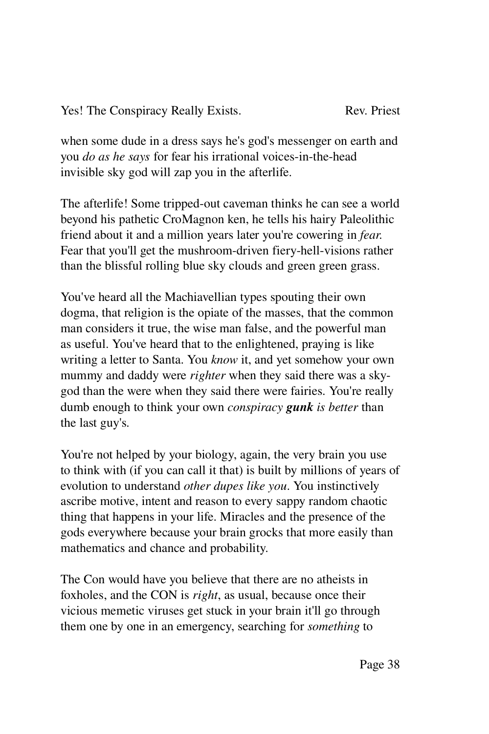when some dude in a dress says he's god's messenger on earth and you *do as he says* for fear his irrational voices-in-the-head invisible sky god will zap you in the afterlife.

The afterlife! Some tripped-out caveman thinks he can see a world beyond his pathetic CroMagnon ken, he tells his hairy Paleolithic friend about it and a million years later you're cowering in *fear.* Fear that you'll get the mushroom-driven fiery-hell-visions rather than the blissful rolling blue sky clouds and green green grass.

You've heard all the Machiavellian types spouting their own dogma, that religion is the opiate of the masses, that the common man considers it true, the wise man false, and the powerful man as useful. You've heard that to the enlightened, praying is like writing a letter to Santa. You *know* it, and yet somehow your own mummy and daddy were *righter* when they said there was a sky-god than the were when they said there were fairies. You're really dumb enough to think your own *conspiracy **gunk** is better* than the last guy's.

You're not helped by your biology, again, the very brain you use to think with (if you can call it that) is built by millions of years of evolution to understand *other dupes like you*. You instinctively ascribe motive, intent and reason to every sappy random chaotic thing that happens in your life. Miracles and the presence of the gods everywhere because your brain grocks that more easily than mathematics and chance and probability.

The Con would have you believe that there are no atheists in foxholes, and the CON is *right*, as usual, because once their vicious memetic viruses get stuck in your brain it'll go through them one by one in an emergency, searching for *something* to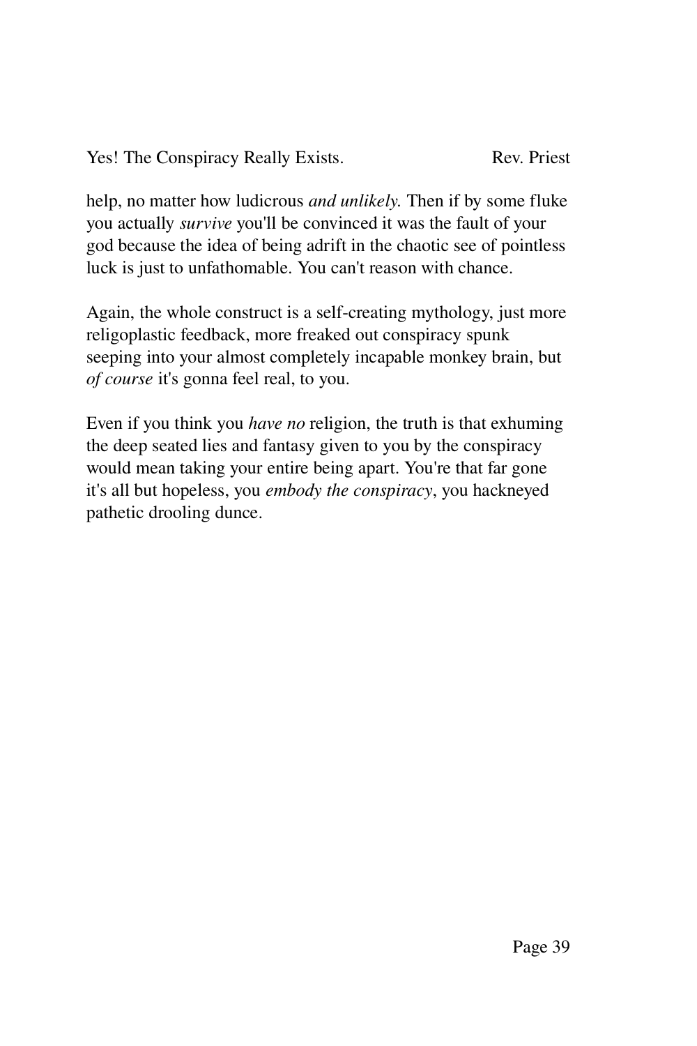help, no matter how ludicrous *and unlikely.* Then if by some fluke you actually *survive* you'll be convinced it was the fault of your god because the idea of being adrift in the chaotic see of pointless luck is just to unfathomable. You can't reason with chance.

Again, the whole construct is a self-creating mythology, just more religoplastic feedback, more freaked out conspiracy spunk seeping into your almost completely incapable monkey brain, but *of course* it's gonna feel real, to you.

Even if you think you *have no* religion, the truth is that exhuming the deep seated lies and fantasy given to you by the conspiracy would mean taking your entire being apart. You're that far gone it's all but hopeless, you *embody the conspiracy*, you hackneyed pathetic drooling dunce.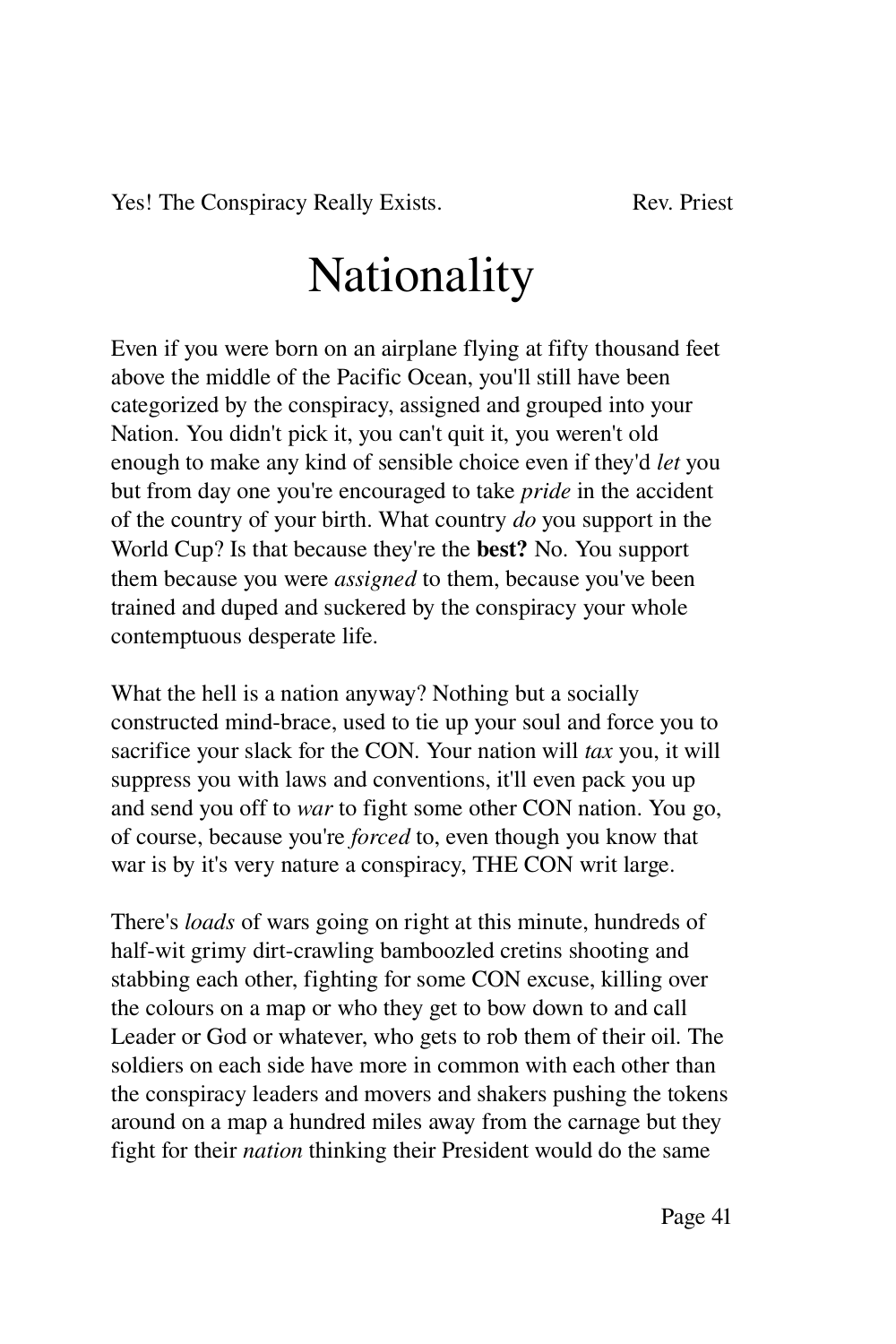# Nationality

Even if you were born on an airplane flying at fifty thousand feet above the middle of the Pacific Ocean, you'll still have been categorized by the conspiracy, assigned and grouped into your Nation. You didn't pick it, you can't quit it, you weren't old enough to make any kind of sensible choice even if they'd *let* you but from day one you're encouraged to take *pride* in the accident of the country of your birth. What country *do* you support in the World Cup? Is that because they're the **best?** No. You support them because you were *assigned* to them, because you've been trained and duped and suckered by the conspiracy your whole contemptuous desperate life.

What the hell is a nation anyway? Nothing but a socially constructed mind-brace, used to tie up your soul and force you to sacrifice your slack for the CON. Your nation will *tax* you, it will suppress you with laws and conventions, it'll even pack you up and send you off to *war* to fight some other CON nation. You go, of course, because you're *forced* to, even though you know that war is by it's very nature a conspiracy, THE CON writ large.

There's *loads* of wars going on right at this minute, hundreds of half-wit grimy dirt-crawling bamboozled cretins shooting and stabbing each other, fighting for some CON excuse, killing over the colours on a map or who they get to bow down to and call Leader or God or whatever, who gets to rob them of their oil. The soldiers on each side have more in common with each other than the conspiracy leaders and movers and shakers pushing the tokens around on a map a hundred miles away from the carnage but they fight for their *nation* thinking their President would do the same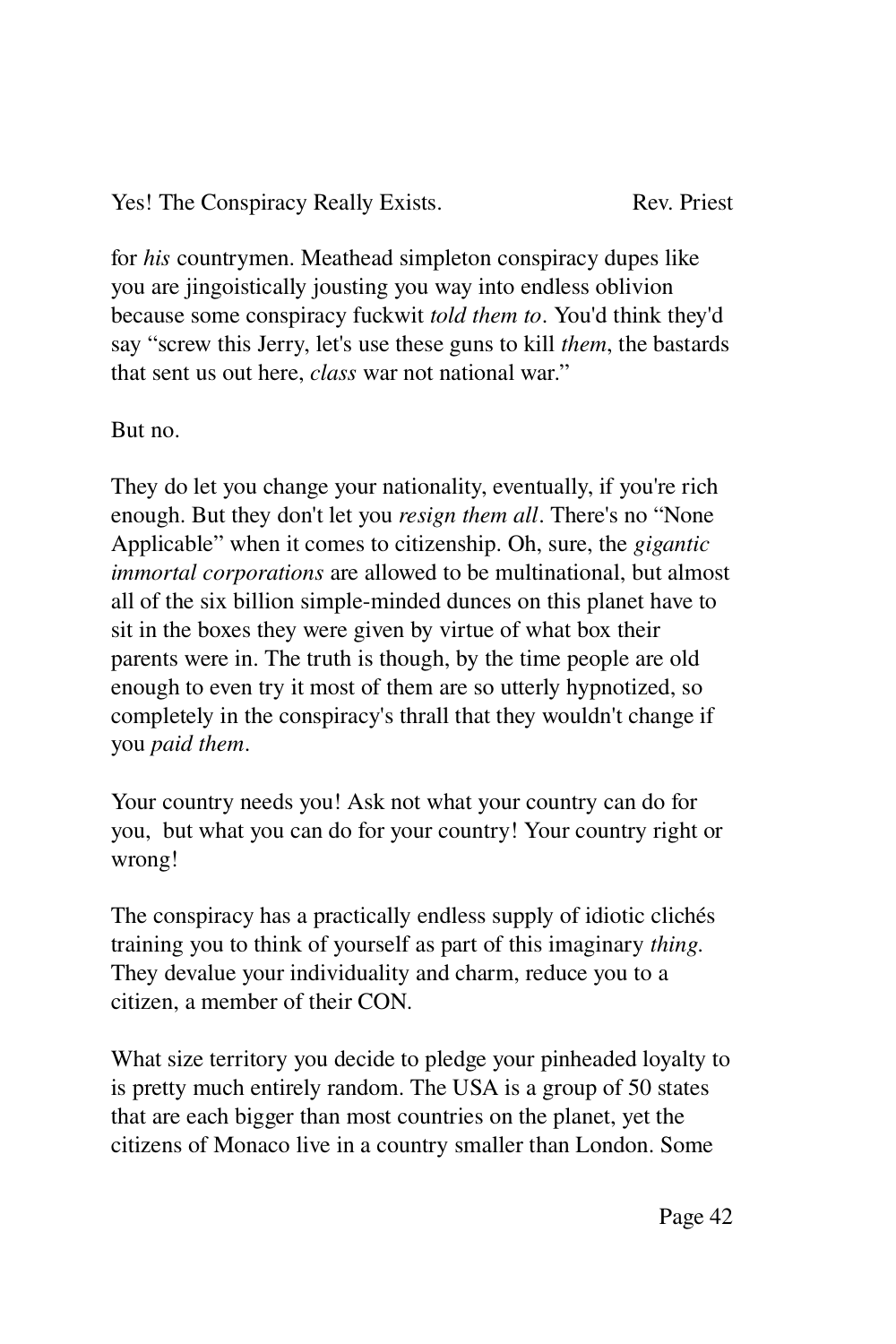for *his* countrymen. Meathead simpleton conspiracy dupes like you are jingoistically jousting you way into endless oblivion because some conspiracy fuckwit *told them to*. You'd think they'd say "screw this Jerry, let's use these guns to kill *them*, the bastards that sent us out here, *class* war not national war."

But no.

They do let you change your nationality, eventually, if you're rich enough. But they don't let you *resign them all*. There's no "None Applicable" when it comes to citizenship. Oh, sure, the *gigantic immortal corporations* are allowed to be multinational, but almost all of the six billion simple-minded dunces on this planet have to sit in the boxes they were given by virtue of what box their parents were in. The truth is though, by the time people are old enough to even try it most of them are so utterly hypnotized, so completely in the conspiracy's thrall that they wouldn't change if you *paid them*.

Your country needs you! Ask not what your country can do for you, but what you can do for your country! Your country right or wrong!

The conspiracy has a practically endless supply of idiotic clichés training you to think of yourself as part of this imaginary *thing.* They devalue your individuality and charm, reduce you to a citizen, a member of their CON.

What size territory you decide to pledge your pinheaded loyalty to is pretty much entirely random. The USA is a group of 50 states that are each bigger than most countries on the planet, yet the citizens of Monaco live in a country smaller than London. Some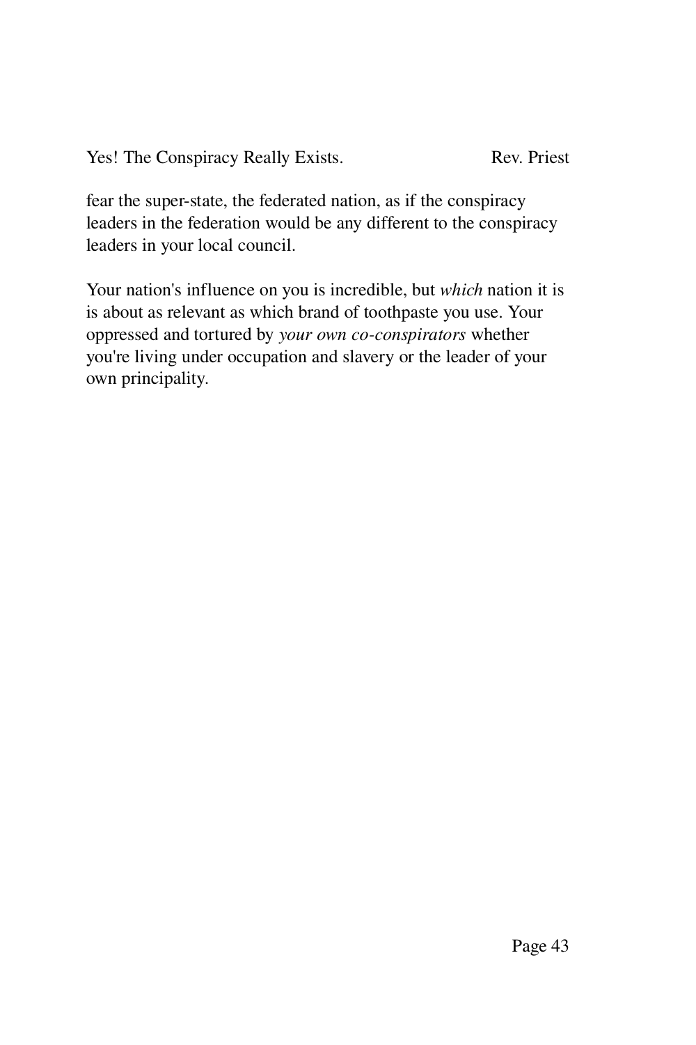fear the super-state, the federated nation, as if the conspiracy leaders in the federation would be any different to the conspiracy leaders in your local council.

Your nation's influence on you is incredible, but *which* nation it is is about as relevant as which brand of toothpaste you use. Your oppressed and tortured by *your own co-conspirators* whether you're living under occupation and slavery or the leader of your own principality.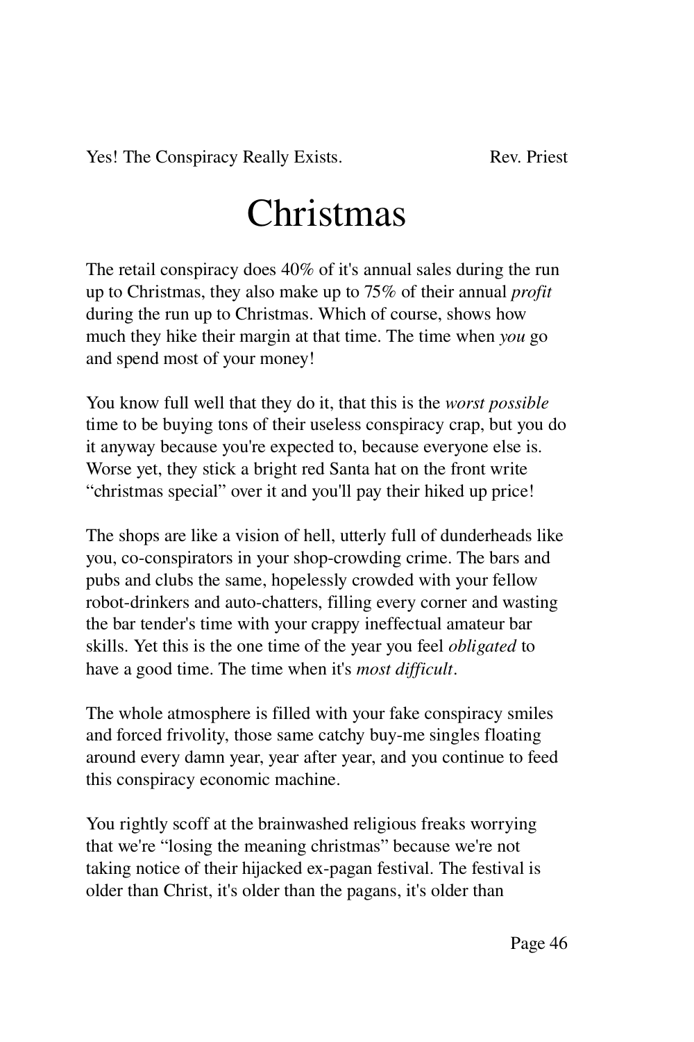# Christmas

The retail conspiracy does 40% of it's annual sales during the run up to Christmas, they also make up to 75% of their annual *profit* during the run up to Christmas. Which of course, shows how much they hike their margin at that time. The time when *you* go and spend most of your money!

You know full well that they do it, that this is the *worst possible* time to be buying tons of their useless conspiracy crap, but you do it anyway because you're expected to, because everyone else is. Worse yet, they stick a bright red Santa hat on the front write "christmas special" over it and you'll pay their hiked up price!

The shops are like a vision of hell, utterly full of dunderheads like you, co-conspirators in your shop-crowding crime. The bars and pubs and clubs the same, hopelessly crowded with your fellow robot-drinkers and auto-chatters, filling every corner and wasting the bar tender's time with your crappy ineffectual amateur bar skills. Yet this is the one time of the year you feel *obligated* to have a good time. The time when it's *most difficult*.

The whole atmosphere is filled with your fake conspiracy smiles and forced frivolity, those same catchy buy-me singles floating around every damn year, year after year, and you continue to feed this conspiracy economic machine.

You rightly scoff at the brainwashed religious freaks worrying that we're "losing the meaning christmas" because we're not taking notice of their hijacked ex-pagan festival. The festival is older than Christ, it's older than the pagans, it's older than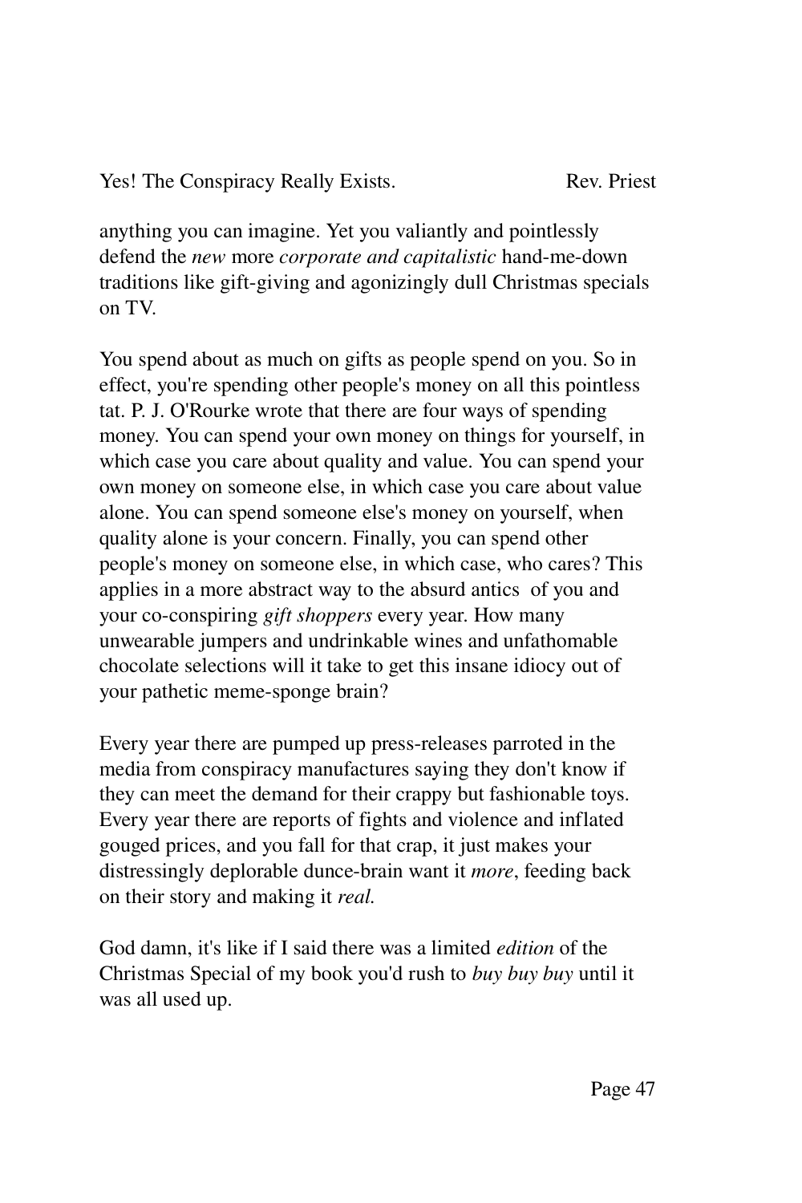anything you can imagine. Yet you valiantly and pointlessly defend the *new* more *corporate and capitalistic* hand-me-down traditions like gift-giving and agonizingly dull Christmas specials on TV.

You spend about as much on gifts as people spend on you. So in effect, you're spending other people's money on all this pointless tat. P. J. O'Rourke wrote that there are four ways of spending money. You can spend your own money on things for yourself, in which case you care about quality and value. You can spend your own money on someone else, in which case you care about value alone. You can spend someone else's money on yourself, when quality alone is your concern. Finally, you can spend other people's money on someone else, in which case, who cares? This applies in a more abstract way to the absurd antics of you and your co-conspiring *gift shoppers* every year. How many unwearable jumpers and undrinkable wines and unfathomable chocolate selections will it take to get this insane idiocy out of your pathetic meme-sponge brain?

Every year there are pumped up press-releases parroted in the media from conspiracy manufactures saying they don't know if they can meet the demand for their crappy but fashionable toys. Every year there are reports of fights and violence and inflated gouged prices, and you fall for that crap, it just makes your distressingly deplorable dunce-brain want it *more*, feeding back on their story and making it *real.*

God damn, it's like if I said there was a limited *edition* of the Christmas Special of my book you'd rush to *buy buy buy* until it was all used up.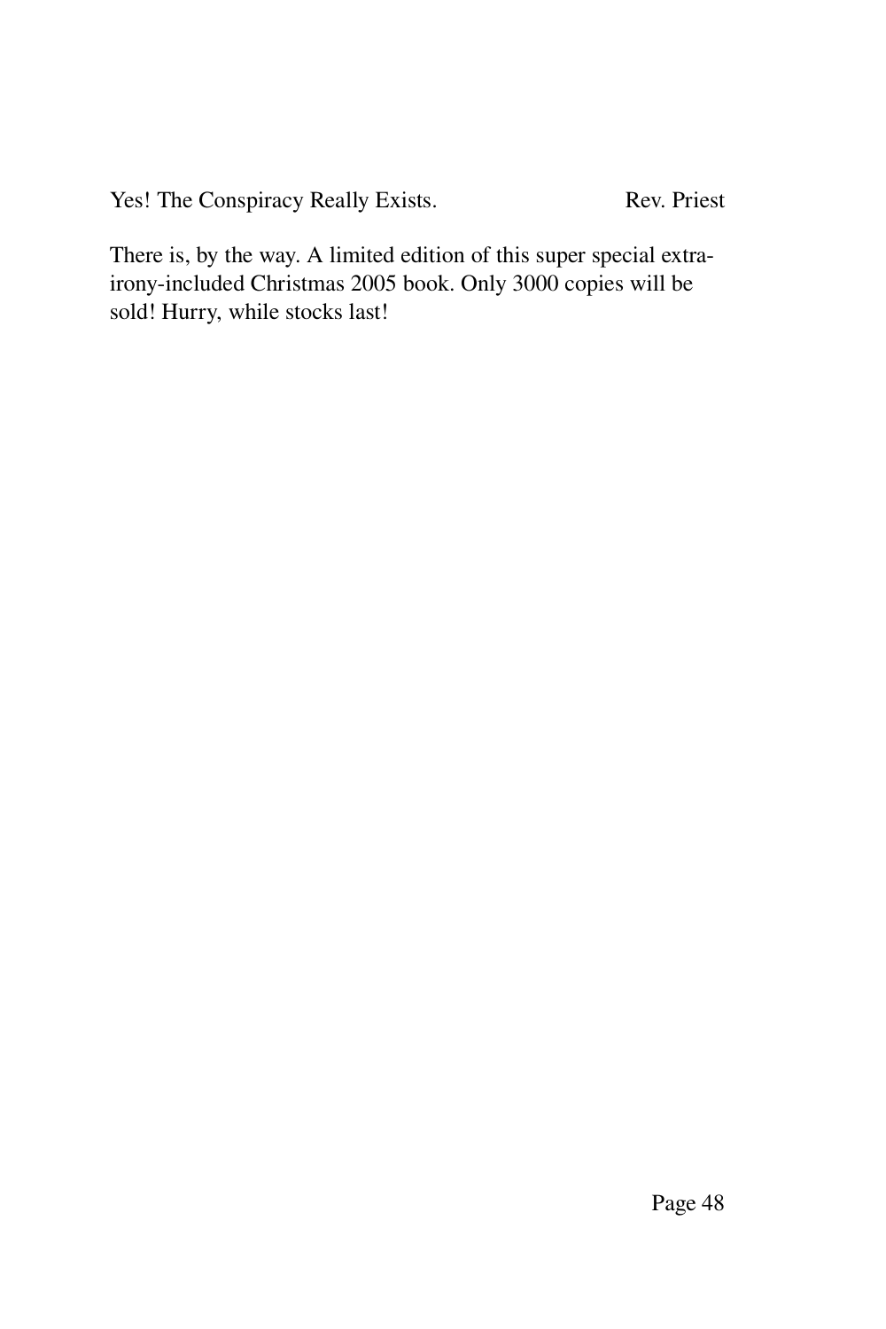There is, by the way. A limited edition of this super special extra-irony-included Christmas 2005 book. Only 3000 copies will be sold! Hurry, while stocks last!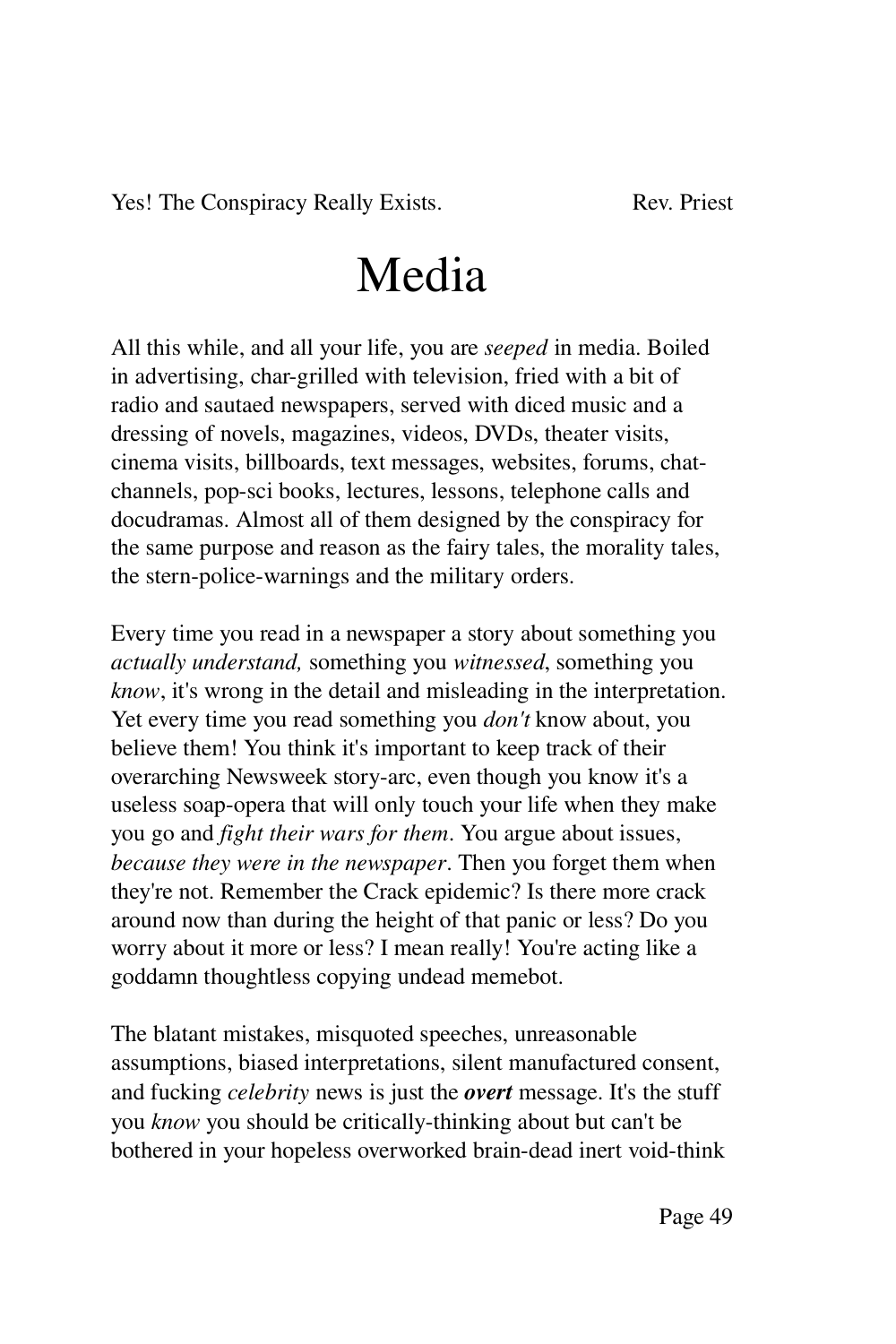# Media

All this while, and all your life, you are *seeped* in media. Boiled in advertising, char-grilled with television, fried with a bit of radio and sautaed newspapers, served with diced music and a dressing of novels, magazines, videos, DVDs, theater visits, cinema visits, billboards, text messages, websites, forums, chat-channels, pop-sci books, lectures, lessons, telephone calls and docudramas. Almost all of them designed by the conspiracy for the same purpose and reason as the fairy tales, the morality tales, the stern-police-warnings and the military orders.

Every time you read in a newspaper a story about something you *actually understand,* something you *witnessed*, something you *know*, it's wrong in the detail and misleading in the interpretation. Yet every time you read something you *don't* know about, you believe them! You think it's important to keep track of their overarching Newsweek story-arc, even though you know it's a useless soap-opera that will only touch your life when they make you go and *fight their wars for them*. You argue about issues, *because they were in the newspaper*. Then you forget them when they're not. Remember the Crack epidemic? Is there more crack around now than during the height of that panic or less? Do you worry about it more or less? I mean really! You're acting like a goddamn thoughtless copying undead memebot.

The blatant mistakes, misquoted speeches, unreasonable assumptions, biased interpretations, silent manufactured consent, and fucking *celebrity* news is just the ***overt*** message. It's the stuff you *know* you should be critically-thinking about but can't be bothered in your hopeless overworked brain-dead inert void-think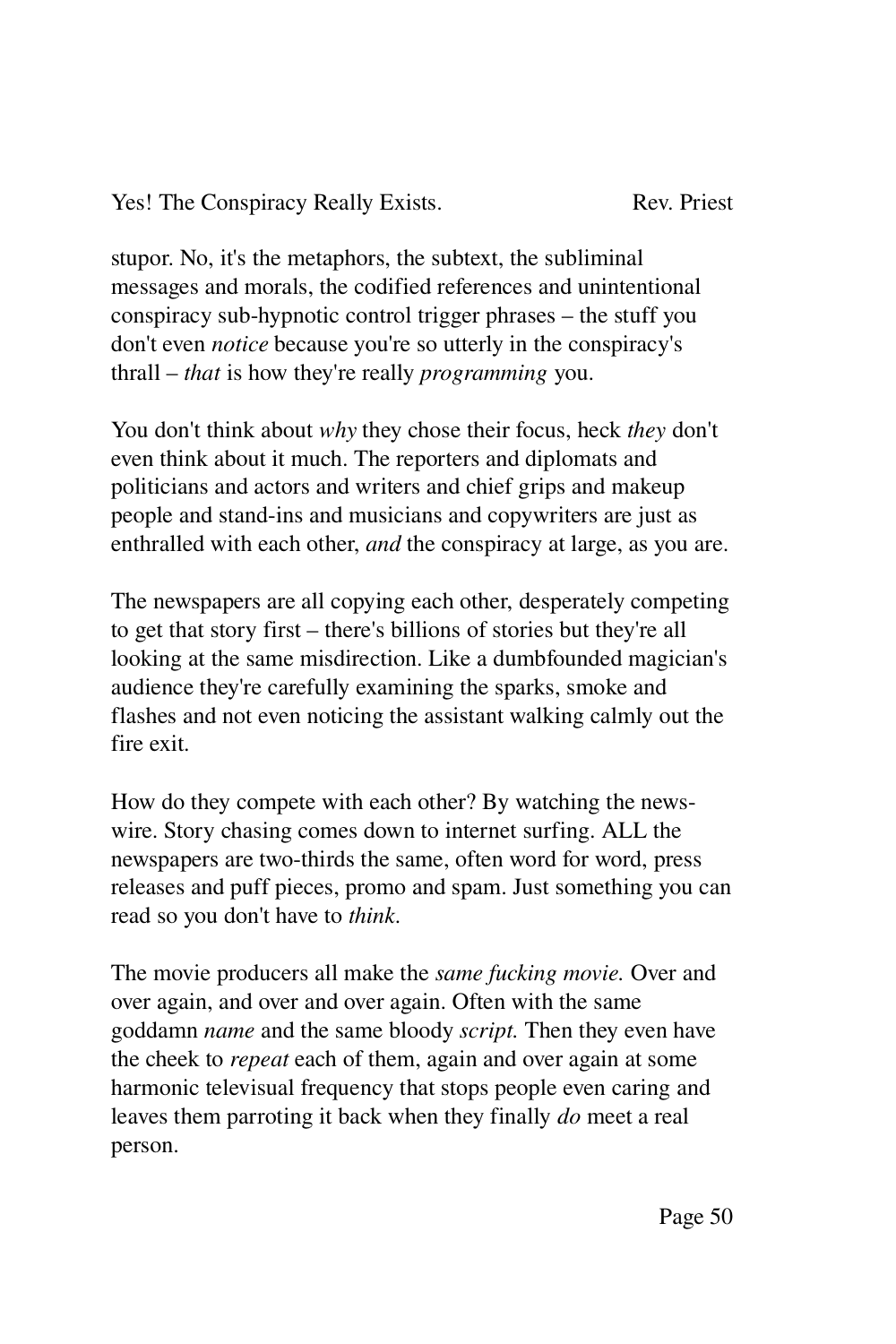stupor. No, it's the metaphors, the subtext, the subliminal messages and morals, the codified references and unintentional conspiracy sub-hypnotic control trigger phrases – the stuff you don't even *notice* because you're so utterly in the conspiracy's thrall – *that* is how they're really *programming* you.

You don't think about *why* they chose their focus, heck *they* don't even think about it much. The reporters and diplomats and politicians and actors and writers and chief grips and makeup people and stand-ins and musicians and copywriters are just as enthralled with each other, *and* the conspiracy at large, as you are.

The newspapers are all copying each other, desperately competing to get that story first – there's billions of stories but they're all looking at the same misdirection. Like a dumbfounded magician's audience they're carefully examining the sparks, smoke and flashes and not even noticing the assistant walking calmly out the fire exit.

How do they compete with each other? By watching the news-wire. Story chasing comes down to internet surfing. ALL the newspapers are two-thirds the same, often word for word, press releases and puff pieces, promo and spam. Just something you can read so you don't have to *think*.

The movie producers all make the *same fucking movie.* Over and over again, and over and over again. Often with the same goddamn *name* and the same bloody *script.* Then they even have the cheek to *repeat* each of them, again and over again at some harmonic televisual frequency that stops people even caring and leaves them parroting it back when they finally *do* meet a real person.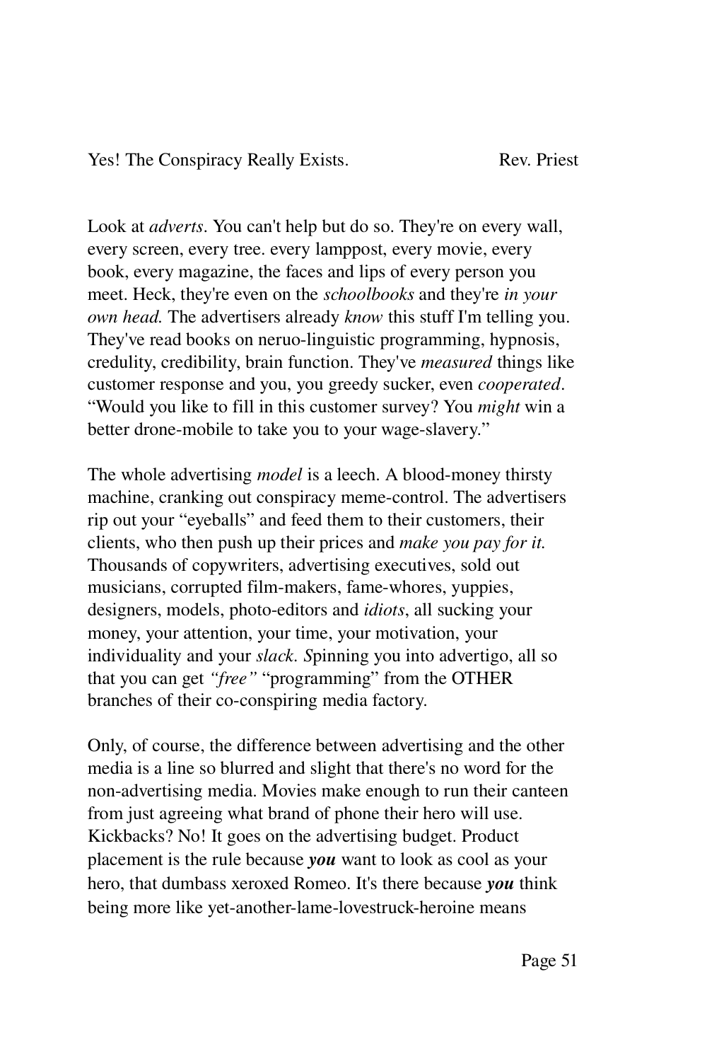Look at *adverts*. You can't help but do so. They're on every wall, every screen, every tree. every lamppost, every movie, every book, every magazine, the faces and lips of every person you meet. Heck, they're even on the *schoolbooks* and they're *in your own head.* The advertisers already *know* this stuff I'm telling you. They've read books on neruo-linguistic programming, hypnosis, credulity, credibility, brain function. They've *measured* things like customer response and you, you greedy sucker, even *cooperated*. "Would you like to fill in this customer survey? You *might* win a better drone-mobile to take you to your wage-slavery."

The whole advertising *model* is a leech. A blood-money thirsty machine, cranking out conspiracy meme-control. The advertisers rip out your "eyeballs" and feed them to their customers, their clients, who then push up their prices and *make you pay for it.* Thousands of copywriters, advertising executives, sold out musicians, corrupted film-makers, fame-whores, yuppies, designers, models, photo-editors and *idiots*, all sucking your money, your attention, your time, your motivation, your individuality and your *slack*. *S*pinning you into advertigo, all so that you can get *"free"* "programming" from the OTHER branches of their co-conspiring media factory.

Only, of course, the difference between advertising and the other media is a line so blurred and slight that there's no word for the non-advertising media. Movies make enough to run their canteen from just agreeing what brand of phone their hero will use. Kickbacks? No! It goes on the advertising budget. Product placement is the rule because ***you*** want to look as cool as your hero, that dumbass xeroxed Romeo. It's there because ***you*** think being more like yet-another-lame-lovestruck-heroine means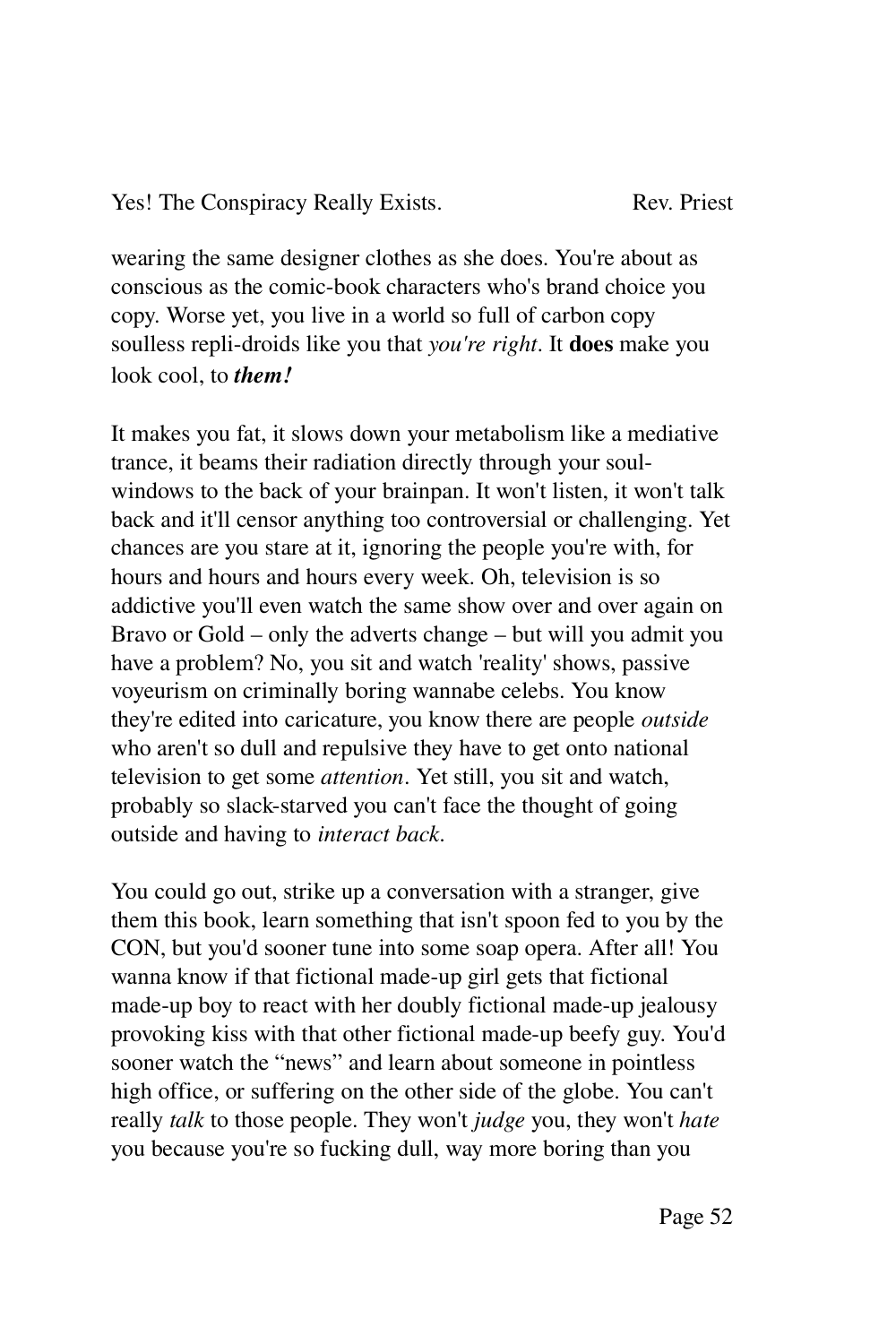wearing the same designer clothes as she does. You're about as conscious as the comic-book characters who's brand choice you copy. Worse yet, you live in a world so full of carbon copy soulless repli-droids like you that *you're right*. It **does** make you look cool, to ***them!***

It makes you fat, it slows down your metabolism like a mediative trance, it beams their radiation directly through your soul-windows to the back of your brainpan. It won't listen, it won't talk back and it'll censor anything too controversial or challenging. Yet chances are you stare at it, ignoring the people you're with, for hours and hours and hours every week. Oh, television is so addictive you'll even watch the same show over and over again on Bravo or Gold – only the adverts change – but will you admit you have a problem? No, you sit and watch 'reality' shows, passive voyeurism on criminally boring wannabe celebs. You know they're edited into caricature, you know there are people *outside* who aren't so dull and repulsive they have to get onto national television to get some *attention*. Yet still, you sit and watch, probably so slack-starved you can't face the thought of going outside and having to *interact back*.

You could go out, strike up a conversation with a stranger, give them this book, learn something that isn't spoon fed to you by the CON, but you'd sooner tune into some soap opera. After all! You wanna know if that fictional made-up girl gets that fictional made-up boy to react with her doubly fictional made-up jealousy provoking kiss with that other fictional made-up beefy guy. You'd sooner watch the "news" and learn about someone in pointless high office, or suffering on the other side of the globe. You can't really *talk* to those people. They won't *judge* you, they won't *hate* you because you're so fucking dull, way more boring than you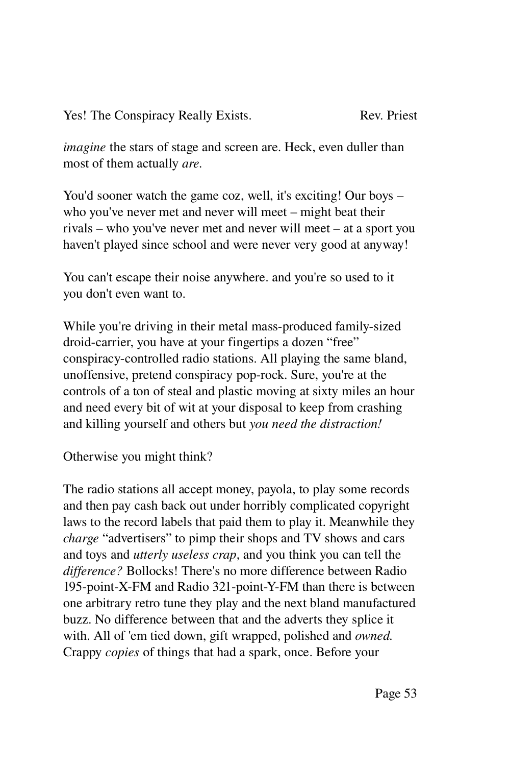*imagine* the stars of stage and screen are. Heck, even duller than most of them actually *are*.

You'd sooner watch the game coz, well, it's exciting! Our boys – who you've never met and never will meet – might beat their rivals – who you've never met and never will meet – at a sport you haven't played since school and were never very good at anyway!

You can't escape their noise anywhere. and you're so used to it you don't even want to.

While you're driving in their metal mass-produced family-sized droid-carrier, you have at your fingertips a dozen "free" conspiracy-controlled radio stations. All playing the same bland, unoffensive, pretend conspiracy pop-rock. Sure, you're at the controls of a ton of steal and plastic moving at sixty miles an hour and need every bit of wit at your disposal to keep from crashing and killing yourself and others but *you need the distraction!*

Otherwise you might think?

The radio stations all accept money, payola, to play some records and then pay cash back out under horribly complicated copyright laws to the record labels that paid them to play it. Meanwhile they *charge* "advertisers" to pimp their shops and TV shows and cars and toys and *utterly useless crap*, and you think you can tell the *difference?* Bollocks! There's no more difference between Radio 195-point-X-FM and Radio 321-point-Y-FM than there is between one arbitrary retro tune they play and the next bland manufactured buzz. No difference between that and the adverts they splice it with. All of 'em tied down, gift wrapped, polished and *owned.* Crappy *copies* of things that had a spark, once. Before your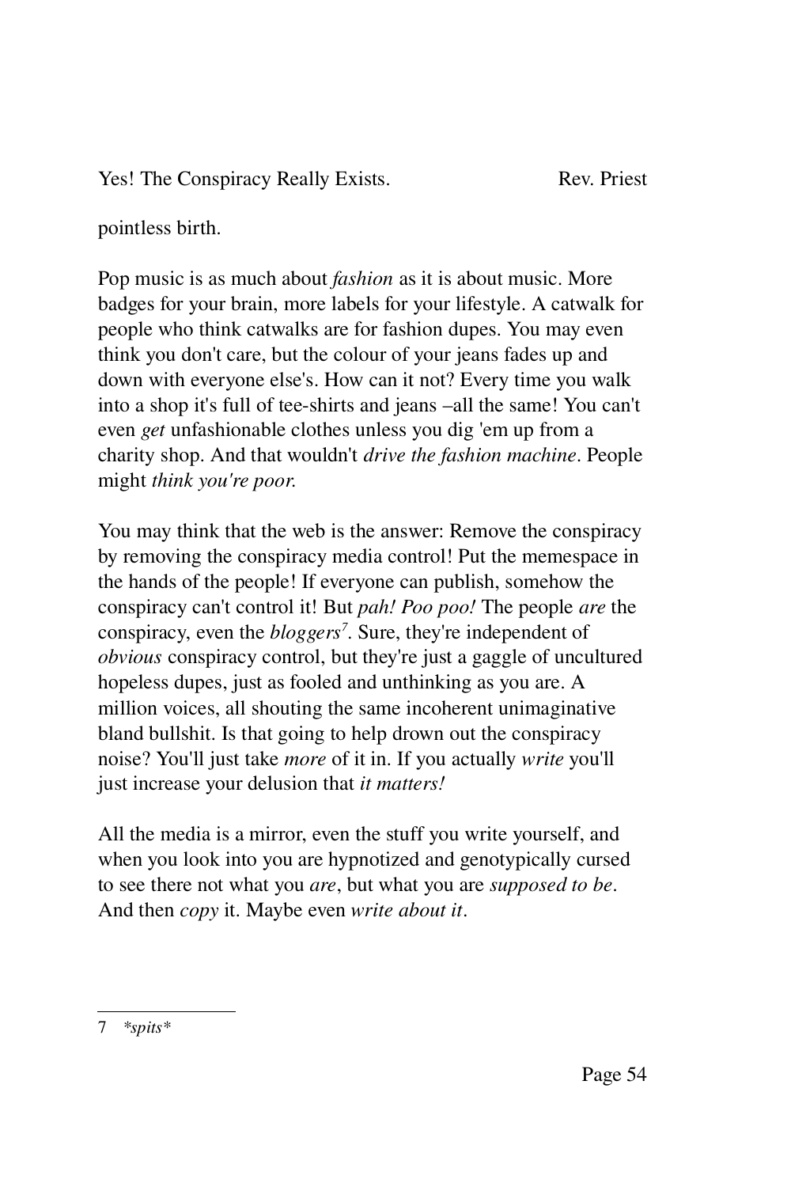pointless birth.

Pop music is as much about *fashion* as it is about music. More badges for your brain, more labels for your lifestyle. A catwalk for people who think catwalks are for fashion dupes. You may even think you don't care, but the colour of your jeans fades up and down with everyone else's. How can it not? Every time you walk into a shop it's full of tee-shirts and jeans –all the same! You can't even *get* unfashionable clothes unless you dig 'em up from a charity shop. And that wouldn't *drive the fashion machine*. People might *think you're poor.*

You may think that the web is the answer: Remove the conspiracy by removing the conspiracy media control! Put the memespace in the hands of the people! If everyone can publish, somehow the conspiracy can't control it! But *pah! Poo poo!* The people *are* the conspiracy, even the *bloggers*[7]. Sure, they're independent of *obvious* conspiracy control, but they're just a gaggle of uncultured hopeless dupes, just as fooled and unthinking as you are. A million voices, all shouting the same incoherent unimaginative bland bullshit. Is that going to help drown out the conspiracy noise? You'll just take *more* of it in. If you actually *write* you'll just increase your delusion that *it matters!*

All the media is a mirror, even the stuff you write yourself, and when you look into you are hypnotized and genotypically cursed to see there not what you *are*, but what you are *supposed to be*. And then *copy* it. Maybe even *write about it*.

---

7 **spits**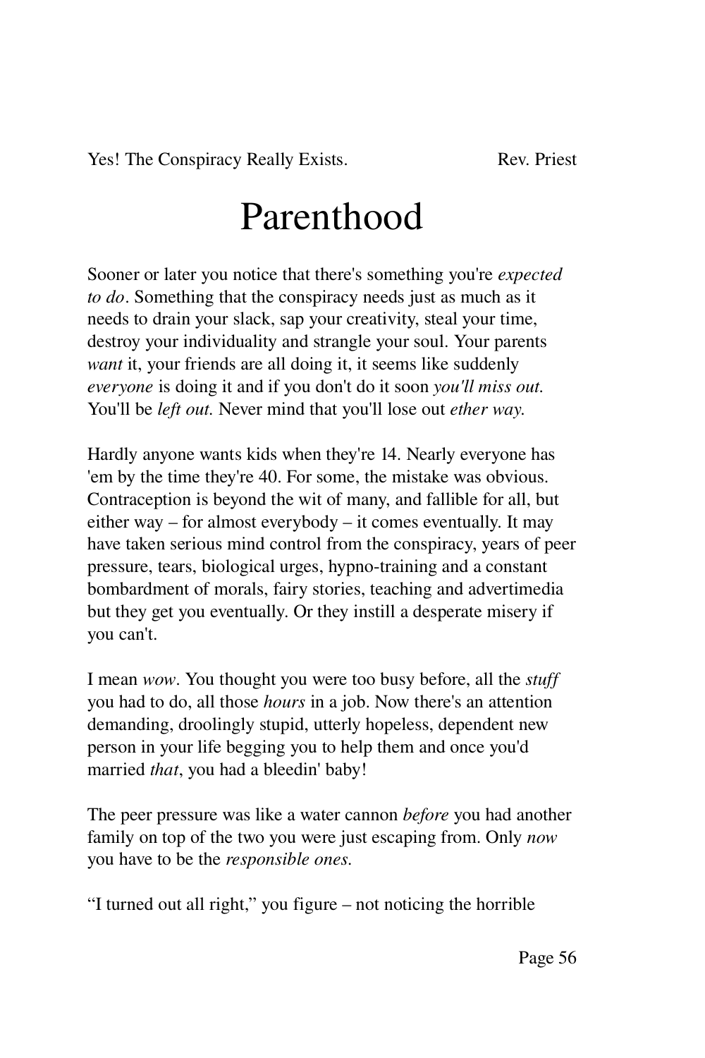# Parenthood

Sooner or later you notice that there's something you're *expected to do*. Something that the conspiracy needs just as much as it needs to drain your slack, sap your creativity, steal your time, destroy your individuality and strangle your soul. Your parents *want* it, your friends are all doing it, it seems like suddenly *everyone* is doing it and if you don't do it soon *you'll miss out.* You'll be *left out.* Never mind that you'll lose out *ether way.*

Hardly anyone wants kids when they're 14. Nearly everyone has 'em by the time they're 40. For some, the mistake was obvious. Contraception is beyond the wit of many, and fallible for all, but either way – for almost everybody – it comes eventually. It may have taken serious mind control from the conspiracy, years of peer pressure, tears, biological urges, hypno-training and a constant bombardment of morals, fairy stories, teaching and advertimedia but they get you eventually. Or they instill a desperate misery if you can't.

I mean *wow*. You thought you were too busy before, all the *stuff* you had to do, all those *hours* in a job. Now there's an attention demanding, droolingly stupid, utterly hopeless, dependent new person in your life begging you to help them and once you'd married *that*, you had a bleedin' baby!

The peer pressure was like a water cannon *before* you had another family on top of the two you were just escaping from. Only *now* you have to be the *responsible ones.*

"I turned out all right," you figure – not noticing the horrible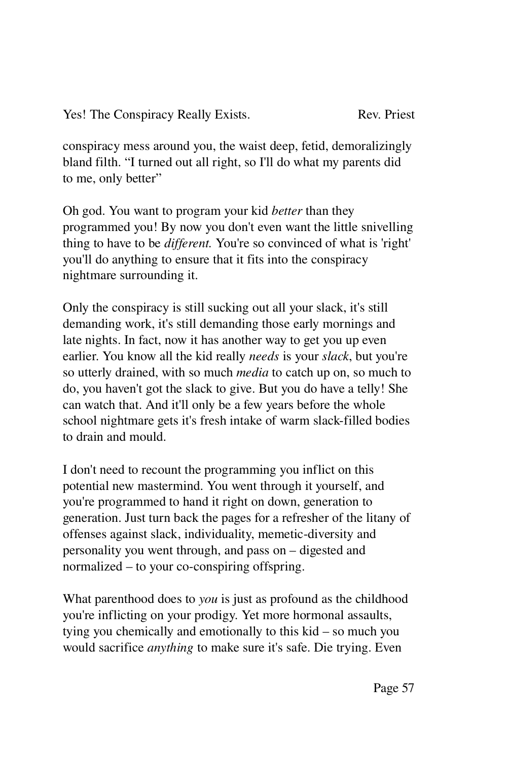conspiracy mess around you, the waist deep, fetid, demoralizingly bland filth. “I turned out all right, so I'll do what my parents did to me, only better”

Oh god. You want to program your kid *better* than they programmed you! By now you don't even want the little snivelling thing to have to be *different.* You're so convinced of what is 'right' you'll do anything to ensure that it fits into the conspiracy nightmare surrounding it.

Only the conspiracy is still sucking out all your slack, it's still demanding work, it's still demanding those early mornings and late nights. In fact, now it has another way to get you up even earlier. You know all the kid really *needs* is your *slack*, but you're so utterly drained, with so much *media* to catch up on, so much to do, you haven't got the slack to give. But you do have a telly! She can watch that. And it'll only be a few years before the whole school nightmare gets it's fresh intake of warm slack-filled bodies to drain and mould.

I don't need to recount the programming you inflict on this potential new mastermind. You went through it yourself, and you're programmed to hand it right on down, generation to generation. Just turn back the pages for a refresher of the litany of offenses against slack, individuality, memetic-diversity and personality you went through, and pass on – digested and normalized – to your co-conspiring offspring.

What parenthood does to *you* is just as profound as the childhood you're inflicting on your prodigy. Yet more hormonal assaults, tying you chemically and emotionally to this kid – so much you would sacrifice *anything* to make sure it's safe. Die trying. Even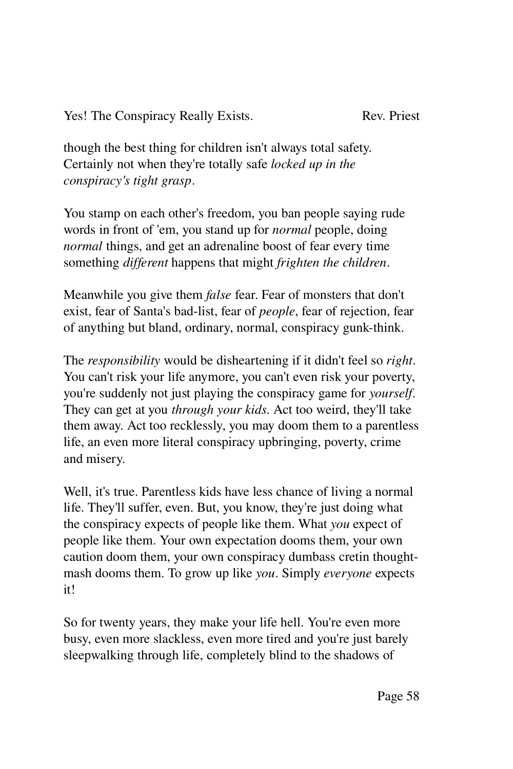though the best thing for children isn't always total safety. Certainly not when they're totally safe *locked up in the conspiracy's tight grasp*.

You stamp on each other's freedom, you ban people saying rude words in front of 'em, you stand up for *normal* people, doing *normal* things, and get an adrenaline boost of fear every time something *different* happens that might *frighten the children*.

Meanwhile you give them *false* fear. Fear of monsters that don't exist, fear of Santa's bad-list, fear of *people*, fear of rejection, fear of anything but bland, ordinary, normal, conspiracy gunk-think.

The *responsibility* would be disheartening if it didn't feel so *right*. You can't risk your life anymore, you can't even risk your poverty, you're suddenly not just playing the conspiracy game for *yourself*. They can get at you *through your kids*. Act too weird, they'll take them away. Act too recklessly, you may doom them to a parentless life, an even more literal conspiracy upbringing, poverty, crime and misery.

Well, it's true. Parentless kids have less chance of living a normal life. They'll suffer, even. But, you know, they're just doing what the conspiracy expects of people like them. What *you* expect of people like them. Your own expectation dooms them, your own caution doom them, your own conspiracy dumbass cretin thought-mash dooms them. To grow up like *you*. Simply *everyone* expects it!

So for twenty years, they make your life hell. You're even more busy, even more slackless, even more tired and you're just barely sleepwalking through life, completely blind to the shadows of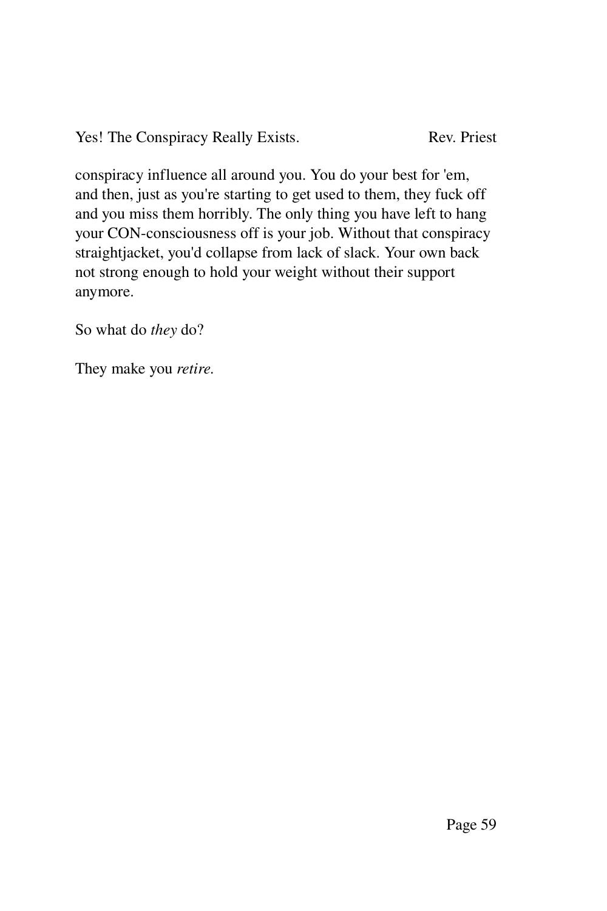conspiracy influence all around you. You do your best for 'em, and then, just as you're starting to get used to them, they fuck off and you miss them horribly. The only thing you have left to hang your CON-consciousness off is your job. Without that conspiracy straightjacket, you'd collapse from lack of slack. Your own back not strong enough to hold your weight without their support anymore.

So what do *they* do?

They make you *retire.*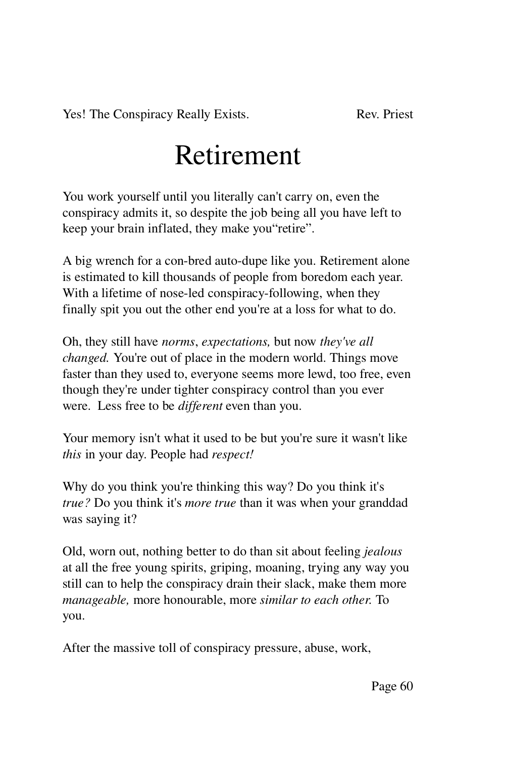# Retirement

You work yourself until you literally can't carry on, even the conspiracy admits it, so despite the job being all you have left to keep your brain inflated, they make you"retire".

A big wrench for a con-bred auto-dupe like you. Retirement alone is estimated to kill thousands of people from boredom each year. With a lifetime of nose-led conspiracy-following, when they finally spit you out the other end you're at a loss for what to do.

Oh, they still have *norms*, *expectations,* but now *they've all changed.* You're out of place in the modern world. Things move faster than they used to, everyone seems more lewd, too free, even though they're under tighter conspiracy control than you ever were. Less free to be *different* even than you.

Your memory isn't what it used to be but you're sure it wasn't like *this* in your day. People had *respect!*

Why do you think you're thinking this way? Do you think it's *true?* Do you think it's *more true* than it was when your granddad was saying it?

Old, worn out, nothing better to do than sit about feeling *jealous* at all the free young spirits, griping, moaning, trying any way you still can to help the conspiracy drain their slack, make them more *manageable,* more honourable, more *similar to each other.* To you.

After the massive toll of conspiracy pressure, abuse, work,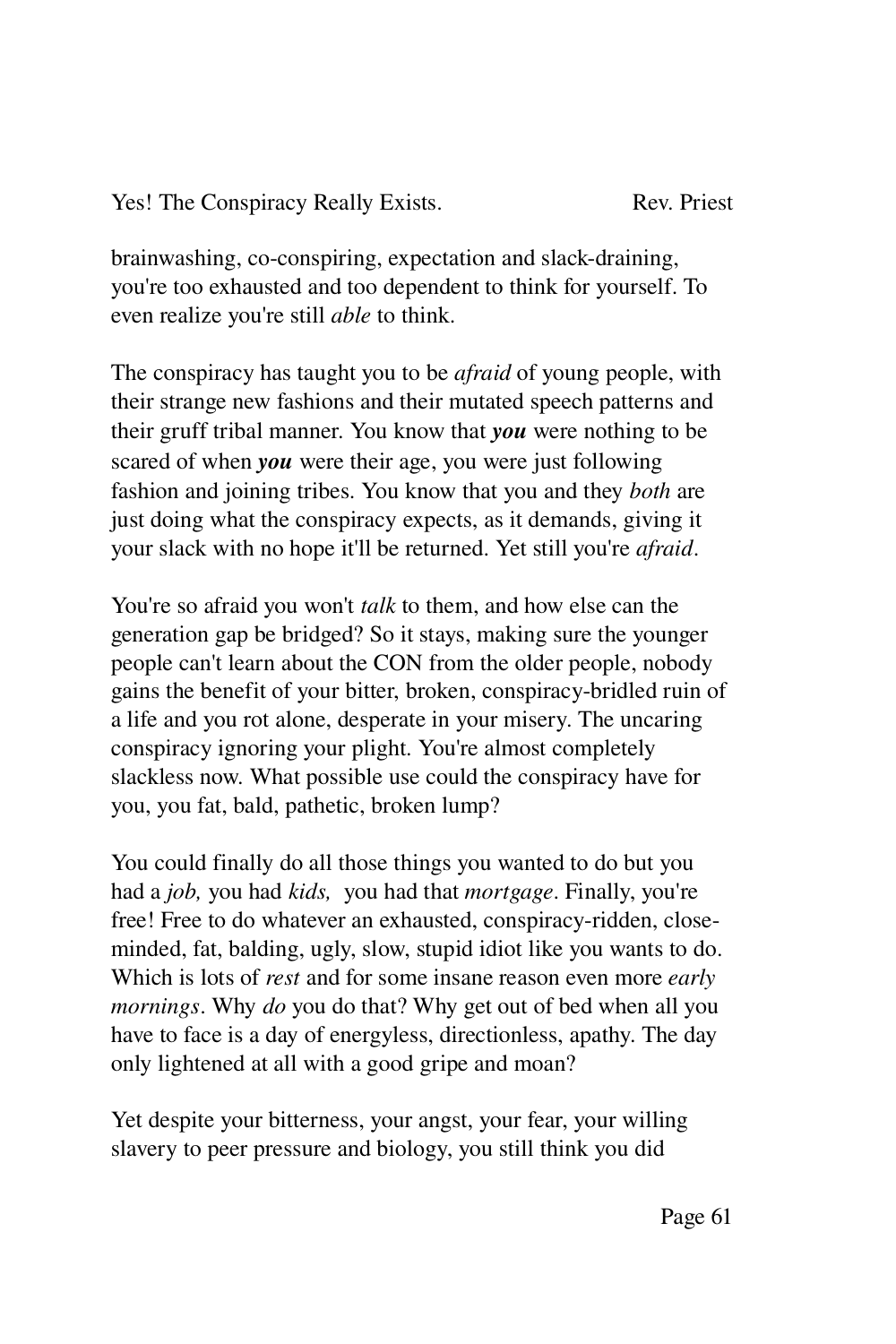brainwashing, co-conspiring, expectation and slack-draining, you're too exhausted and too dependent to think for yourself. To even realize you're still *able* to think.

The conspiracy has taught you to be *afraid* of young people, with their strange new fashions and their mutated speech patterns and their gruff tribal manner. You know that ***you*** were nothing to be scared of when ***you*** were their age, you were just following fashion and joining tribes. You know that you and they *both* are just doing what the conspiracy expects, as it demands, giving it your slack with no hope it'll be returned. Yet still you're *afraid*.

You're so afraid you won't *talk* to them, and how else can the generation gap be bridged? So it stays, making sure the younger people can't learn about the CON from the older people, nobody gains the benefit of your bitter, broken, conspiracy-bridled ruin of a life and you rot alone, desperate in your misery. The uncaring conspiracy ignoring your plight. You're almost completely slackless now. What possible use could the conspiracy have for you, you fat, bald, pathetic, broken lump?

You could finally do all those things you wanted to do but you had a *job,* you had *kids,* you had that *mortgage*. Finally, you're free! Free to do whatever an exhausted, conspiracy-ridden, close-minded, fat, balding, ugly, slow, stupid idiot like you wants to do. Which is lots of *rest* and for some insane reason even more *early mornings*. Why *do* you do that? Why get out of bed when all you have to face is a day of energyless, directionless, apathy. The day only lightened at all with a good gripe and moan?

Yet despite your bitterness, your angst, your fear, your willing slavery to peer pressure and biology, you still think you did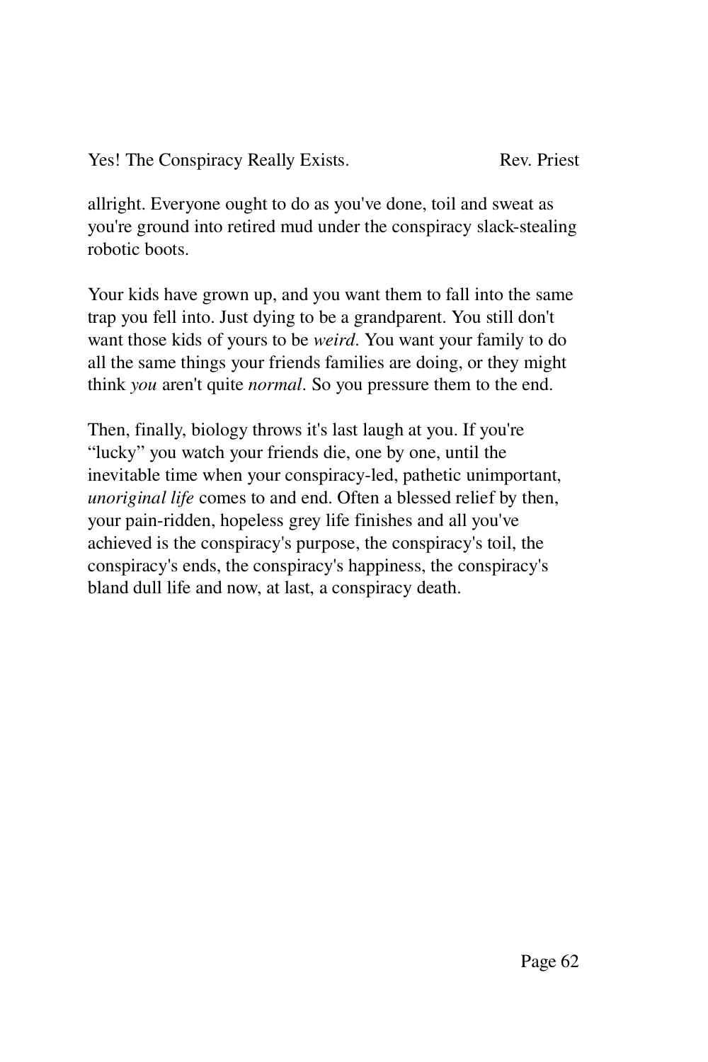allright. Everyone ought to do as you've done, toil and sweat as you're ground into retired mud under the conspiracy slack-stealing robotic boots.

Your kids have grown up, and you want them to fall into the same trap you fell into. Just dying to be a grandparent. You still don't want those kids of yours to be *weird*. You want your family to do all the same things your friends families are doing, or they might think *you* aren't quite *normal*. So you pressure them to the end.

Then, finally, biology throws it's last laugh at you. If you're "lucky" you watch your friends die, one by one, until the inevitable time when your conspiracy-led, pathetic unimportant, *unoriginal life* comes to and end. Often a blessed relief by then, your pain-ridden, hopeless grey life finishes and all you've achieved is the conspiracy's purpose, the conspiracy's toil, the conspiracy's ends, the conspiracy's happiness, the conspiracy's bland dull life and now, at last, a conspiracy death.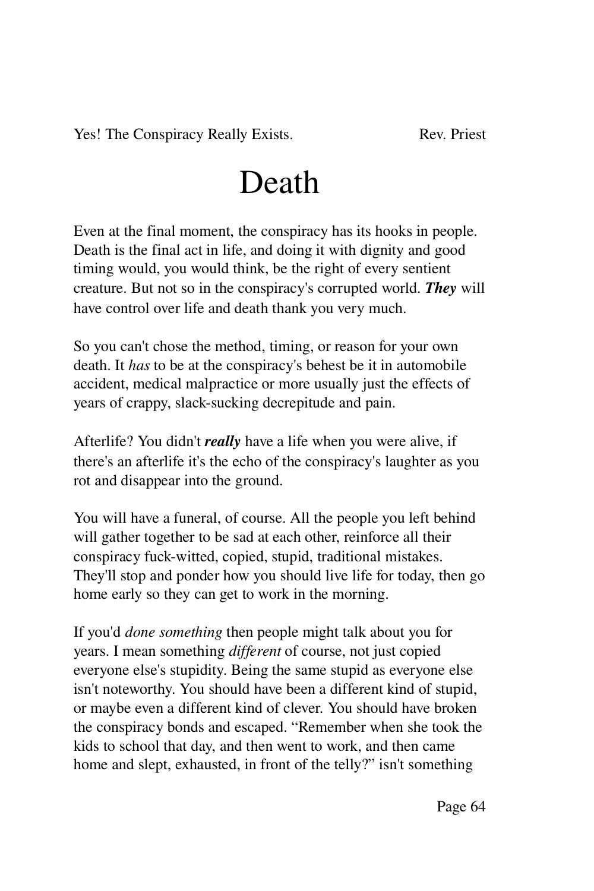# Death

Even at the final moment, the conspiracy has its hooks in people. Death is the final act in life, and doing it with dignity and good timing would, you would think, be the right of every sentient creature. But not so in the conspiracy's corrupted world. ***They*** will have control over life and death thank you very much.

So you can't chose the method, timing, or reason for your own death. It *has* to be at the conspiracy's behest be it in automobile accident, medical malpractice or more usually just the effects of years of crappy, slack-sucking decrepitude and pain.

Afterlife? You didn't ***really*** have a life when you were alive, if there's an afterlife it's the echo of the conspiracy's laughter as you rot and disappear into the ground.

You will have a funeral, of course. All the people you left behind will gather together to be sad at each other, reinforce all their conspiracy fuck-witted, copied, stupid, traditional mistakes. They'll stop and ponder how you should live life for today, then go home early so they can get to work in the morning.

If you'd *done something* then people might talk about you for years. I mean something *different* of course, not just copied everyone else's stupidity. Being the same stupid as everyone else isn't noteworthy. You should have been a different kind of stupid, or maybe even a different kind of clever. You should have broken the conspiracy bonds and escaped. "Remember when she took the kids to school that day, and then went to work, and then came home and slept, exhausted, in front of the telly?" isn't something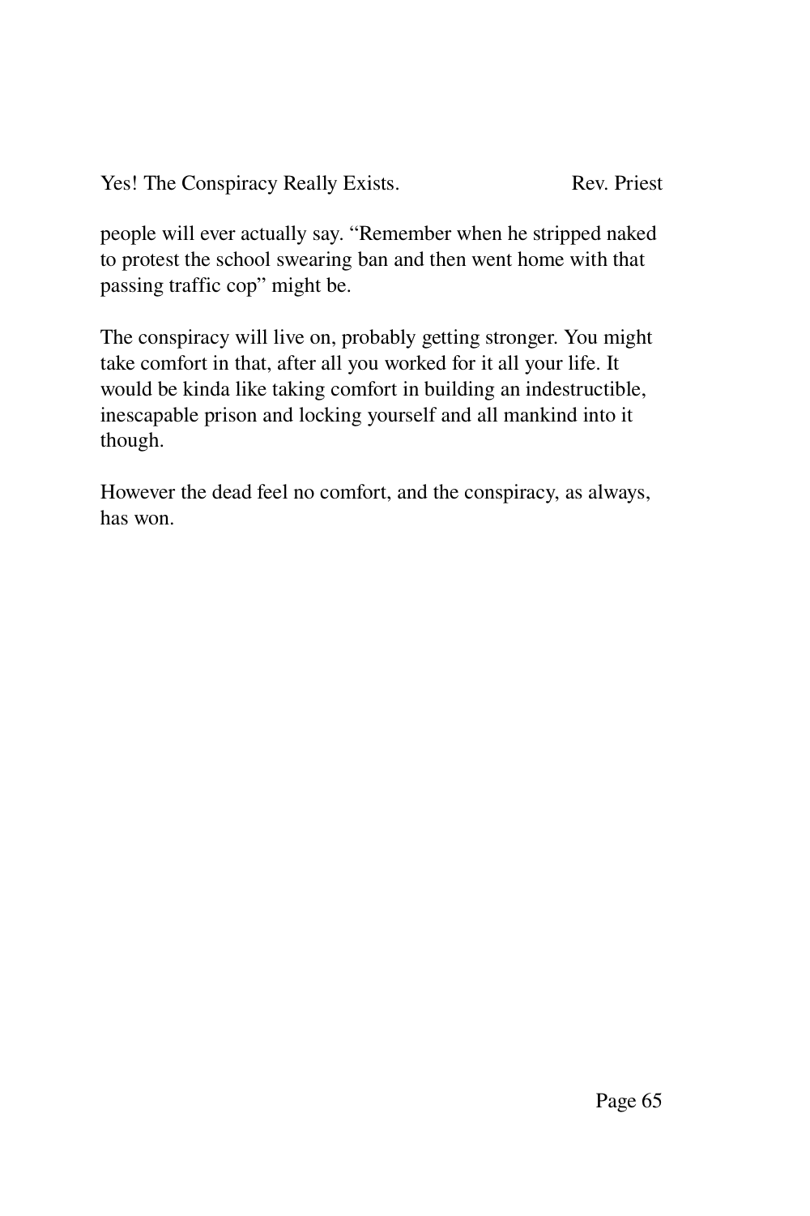people will ever actually say. "Remember when he stripped naked to protest the school swearing ban and then went home with that passing traffic cop" might be.

The conspiracy will live on, probably getting stronger. You might take comfort in that, after all you worked for it all your life. It would be kinda like taking comfort in building an indestructible, inescapable prison and locking yourself and all mankind into it though.

However the dead feel no comfort, and the conspiracy, as always, has won.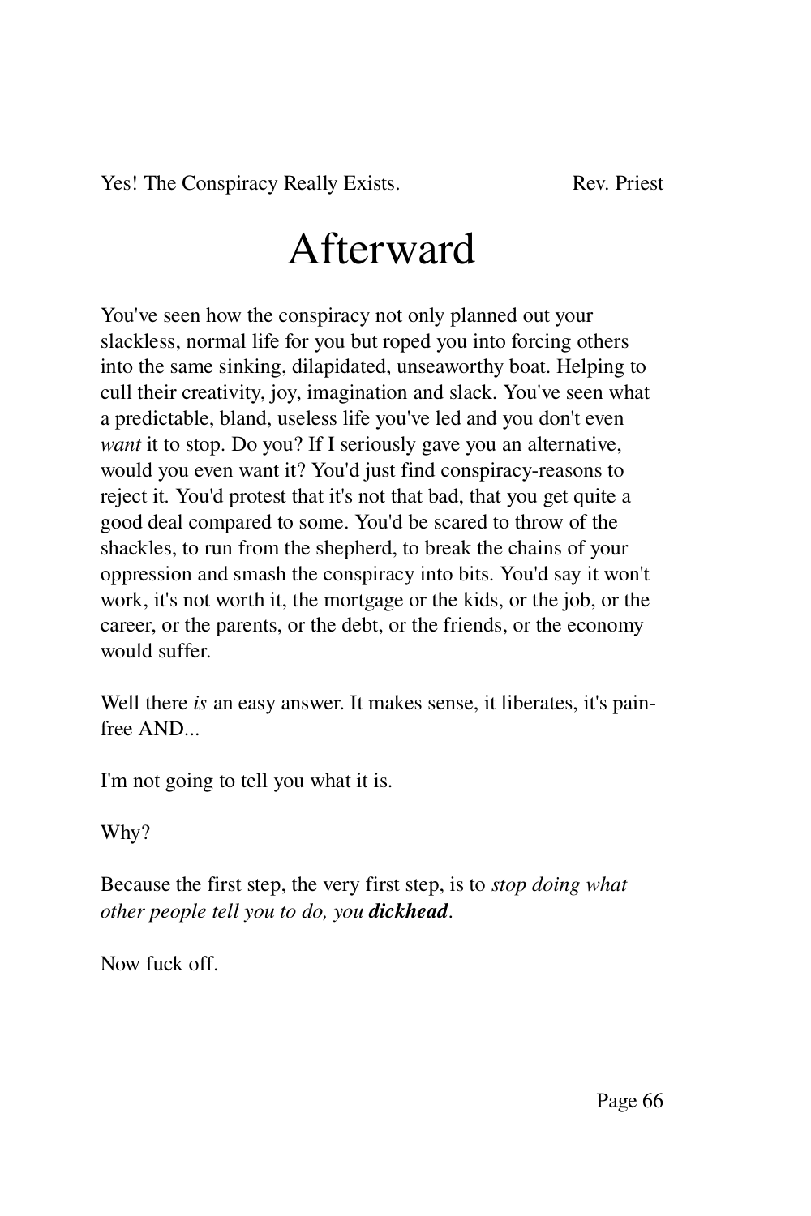# Afterward

You've seen how the conspiracy not only planned out your slackless, normal life for you but roped you into forcing others into the same sinking, dilapidated, unseaworthy boat. Helping to cull their creativity, joy, imagination and slack. You've seen what a predictable, bland, useless life you've led and you don't even *want* it to stop. Do you? If I seriously gave you an alternative, would you even want it? You'd just find conspiracy-reasons to reject it. You'd protest that it's not that bad, that you get quite a good deal compared to some. You'd be scared to throw of the shackles, to run from the shepherd, to break the chains of your oppression and smash the conspiracy into bits. You'd say it won't work, it's not worth it, the mortgage or the kids, or the job, or the career, or the parents, or the debt, or the friends, or the economy would suffer.

Well there *is* an easy answer. It makes sense, it liberates, it's pain-free AND...

I'm not going to tell you what it is.

Why?

Because the first step, the very first step, is to *stop doing what other people tell you to do, you* ***dickhead***.

Now fuck off.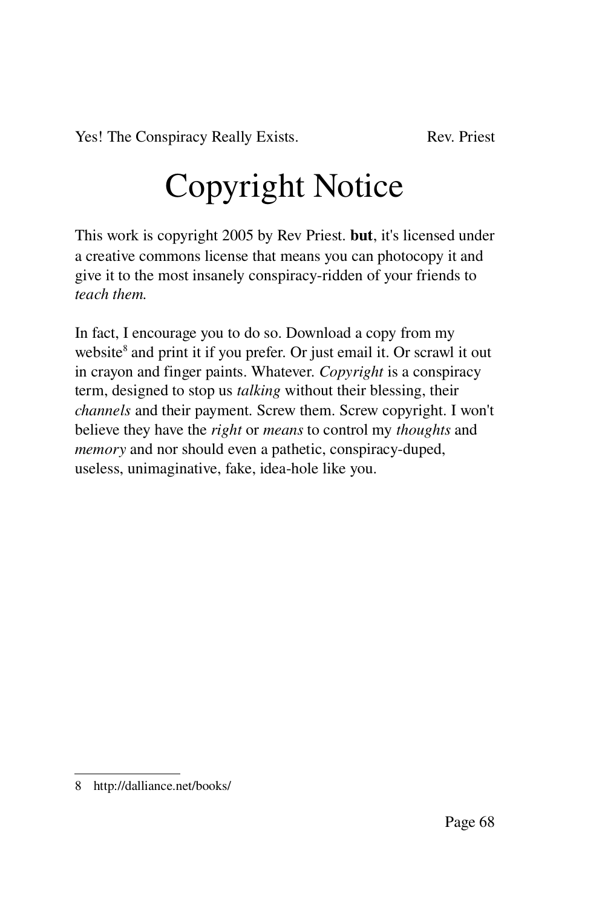# Copyright Notice

This work is copyright 2005 by Rev Priest. **but**, it's licensed under a creative commons license that means you can photocopy it and give it to the most insanely conspiracy-ridden of your friends to *teach them.*

In fact, I encourage you to do so. Download a copy from my website[8] and print it if you prefer. Or just email it. Or scrawl it out in crayon and finger paints. Whatever. *Copyright* is a conspiracy term, designed to stop us *talking* without their blessing, their *channels* and their payment. Screw them. Screw copyright. I won't believe they have the *right* or *means* to control my *thoughts* and *memory* and nor should even a pathetic, conspiracy-duped, useless, unimaginative, fake, idea-hole like you.

---

8 http://dalliance.net/books/